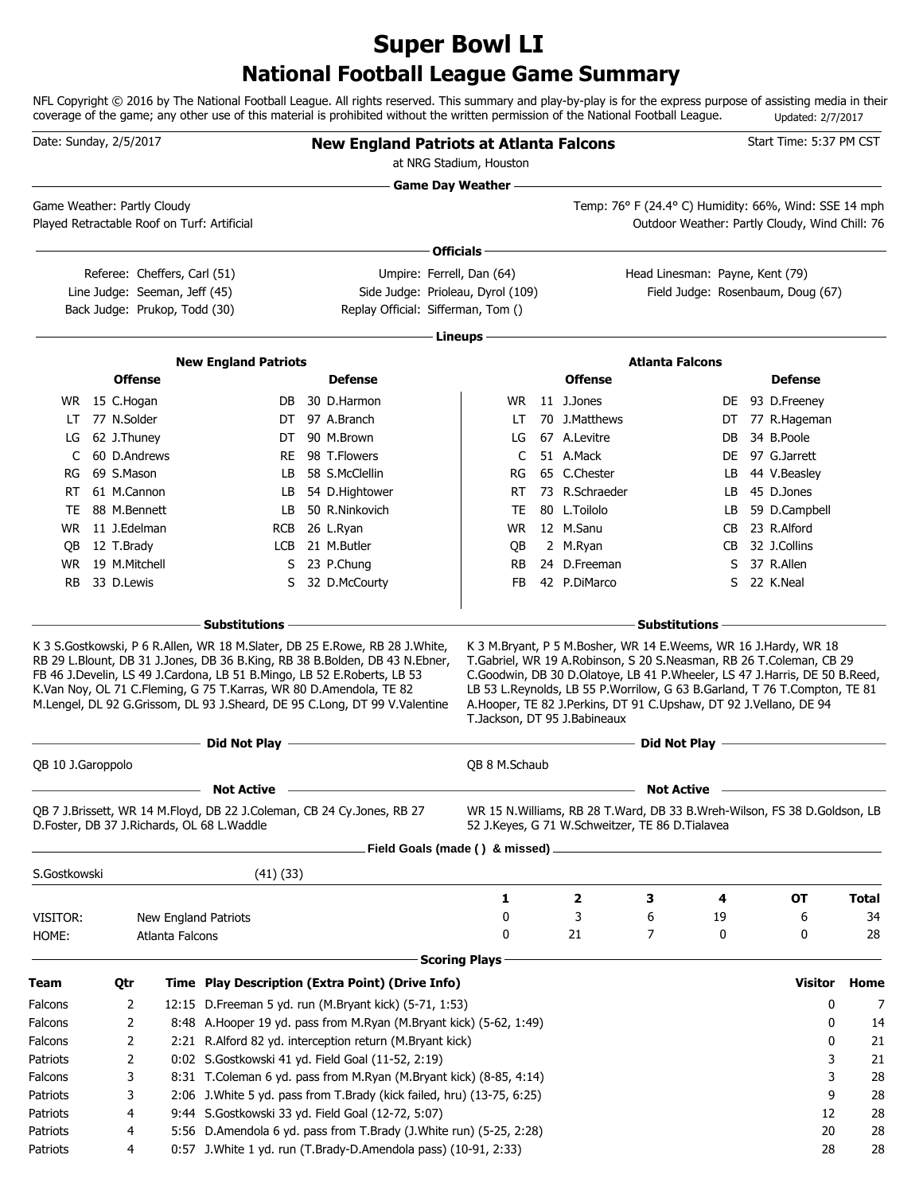# Super Bowl LI

## National Football League Game Summary

NFL Copyright © 2016 by The National Football League. All rights reserved. This summary and play-by-play is for the express purpose of assisting media in their coverage of the game; any other use of this material is prohibited without the written permission of the National Football League. Updated: 2/7/2017

Date: Sunday, 2/5/2017

**New England Patriots at Atlanta Falcons**

at NRG Stadium, Houston

Start Time: 5:37 PM CST

### Game Day Weather

Game Weather: Partly Cloudy

Played Retractable Roof on Turf: Artificial

Temp: 76° F (24.4° C) Humidity: 66%, Wind: SSE 14 mph

Outdoor Weather: Partly Cloudy, Wind Chill: 76

### Officials

Referee: Cheffers, Carl (51)
Umpire: Ferrell, Dan (64)
Head Linesman: Payne, Kent (79)
Line Judge: Seeman, Jeff (45)
Side Judge: Prioleau, Dyrol (109)
Field Judge: Rosenbaum, Doug (67)
Back Judge: Prukop, Todd (30)
Replay Official: Sifferman, Tom ()

### Lineups

**New England Patriots**

| Offense | | | Defense | | |
|---|---|---|---|---|---|
| WR | 15 | C.Hogan | DB | 30 | D.Harmon |
| LT | 77 | N.Solder | DT | 97 | A.Branch |
| LG | 62 | J.Thuney | DT | 90 | M.Brown |
| C | 60 | D.Andrews | RE | 98 | T.Flowers |
| RG | 69 | S.Mason | LB | 58 | S.McClellin |
| RT | 61 | M.Cannon | LB | 54 | D.Hightower |
| TE | 88 | M.Bennett | LB | 50 | R.Ninkovich |
| WR | 11 | J.Edelman | RCB | 26 | L.Ryan |
| QB | 12 | T.Brady | LCB | 21 | M.Butler |
| WR | 19 | M.Mitchell | S | 23 | P.Chung |
| RB | 33 | D.Lewis | S | 32 | D.McCourty |

**Atlanta Falcons**

| Offense | | | Defense | | |
|---|---|---|---|---|---|
| WR | 11 | J.Jones | DE | 93 | D.Freeney |
| LT | 70 | J.Matthews | DT | 77 | R.Hageman |
| LG | 67 | A.Levitre | DB | 34 | B.Poole |
| C | 51 | A.Mack | DE | 97 | G.Jarrett |
| RG | 65 | C.Chester | LB | 44 | V.Beasley |
| RT | 73 | R.Schraeder | LB | 45 | D.Jones |
| TE | 80 | L.Toilolo | LB | 59 | D.Campbell |
| WR | 12 | M.Sanu | CB | 23 | R.Alford |
| QB | 2 | M.Ryan | CB | 32 | J.Collins |
| RB | 24 | D.Freeman | S | 37 | R.Allen |
| FB | 42 | P.DiMarco | S | 22 | K.Neal |

### Substitutions

**New England Patriots:** K 3 S.Gostkowski, P 6 R.Allen, WR 18 M.Slater, DB 25 E.Rowe, RB 28 J.White, RB 29 L.Blount, DB 31 J.Jones, DB 36 B.King, RB 38 B.Bolden, DB 43 N.Ebner, FB 46 J.Develin, LS 49 J.Cardona, LB 51 B.Mingo, LB 52 E.Roberts, LB 53 K.Van Noy, OL 71 C.Fleming, G 75 T.Karras, WR 80 D.Amendola, TE 82 M.Lengel, DL 92 G.Grissom, DL 93 J.Sheard, DE 95 C.Long, DT 99 V.Valentine

**Atlanta Falcons:** K 3 M.Bryant, P 5 M.Bosher, WR 14 E.Weems, WR 16 J.Hardy, WR 18 T.Gabriel, WR 19 A.Robinson, S 20 S.Neasman, RB 26 T.Coleman, CB 29 C.Goodwin, DB 30 D.Olatoye, LB 41 P.Wheeler, LS 47 J.Harris, DE 50 B.Reed, LB 53 L.Reynolds, LB 55 P.Worrilow, G 63 B.Garland, T 76 T.Compton, TE 81 A.Hooper, TE 82 J.Perkins, DT 91 C.Upshaw, DT 92 J.Vellano, DE 94 T.Jackson, DT 95 J.Babineaux

### Did Not Play

**New England Patriots:** QB 10 J.Garoppolo

**Atlanta Falcons:** QB 8 M.Schaub

### Not Active

**New England Patriots:** QB 7 J.Brissett, WR 14 M.Floyd, DB 22 J.Coleman, CB 24 Cy.Jones, RB 27 D.Foster, DB 37 J.Richards, OL 68 L.Waddle

**Atlanta Falcons:** WR 15 N.Williams, RB 28 T.Ward, DB 33 B.Wreh-Wilson, FS 38 D.Goldson, LB 52 J.Keyes, G 71 W.Schweitzer, TE 86 D.Tialavea

### Field Goals (made () & missed)

S.Gostkowski (41) (33)

| | | 1 | 2 | 3 | 4 | OT | Total |
|---|---|---|---|---|---|---|---|
| VISITOR: | New England Patriots | 0 | 3 | 6 | 19 | 6 | 34 |
| HOME: | Atlanta Falcons | 0 | 21 | 7 | 0 | 0 | 28 |

### Scoring Plays

| Team | Qtr | Time | Play Description (Extra Point) (Drive Info) | Visitor | Home |
|---|---|---|---|---|---|
| Falcons | 2 | 12:15 | D.Freeman 5 yd. run (M.Bryant kick) (5-71, 1:53) | 0 | 7 |
| Falcons | 2 | 8:48 | A.Hooper 19 yd. pass from M.Ryan (M.Bryant kick) (5-62, 1:49) | 0 | 14 |
| Falcons | 2 | 2:21 | R.Alford 82 yd. interception return (M.Bryant kick) | 0 | 21 |
| Patriots | 2 | 0:02 | S.Gostkowski 41 yd. Field Goal (11-52, 2:19) | 3 | 21 |
| Falcons | 3 | 8:31 | T.Coleman 6 yd. pass from M.Ryan (M.Bryant kick) (8-85, 4:14) | 3 | 28 |
| Patriots | 3 | 2:06 | J.White 5 yd. pass from T.Brady (kick failed, hru) (13-75, 6:25) | 9 | 28 |
| Patriots | 4 | 9:44 | S.Gostkowski 33 yd. Field Goal (12-72, 5:07) | 12 | 28 |
| Patriots | 4 | 5:56 | D.Amendola 6 yd. pass from T.Brady (J.White run) (5-25, 2:28) | 20 | 28 |
| Patriots | 4 | 0:57 | J.White 1 yd. run (T.Brady-D.Amendola pass) (10-91, 2:33) | 28 | 28 |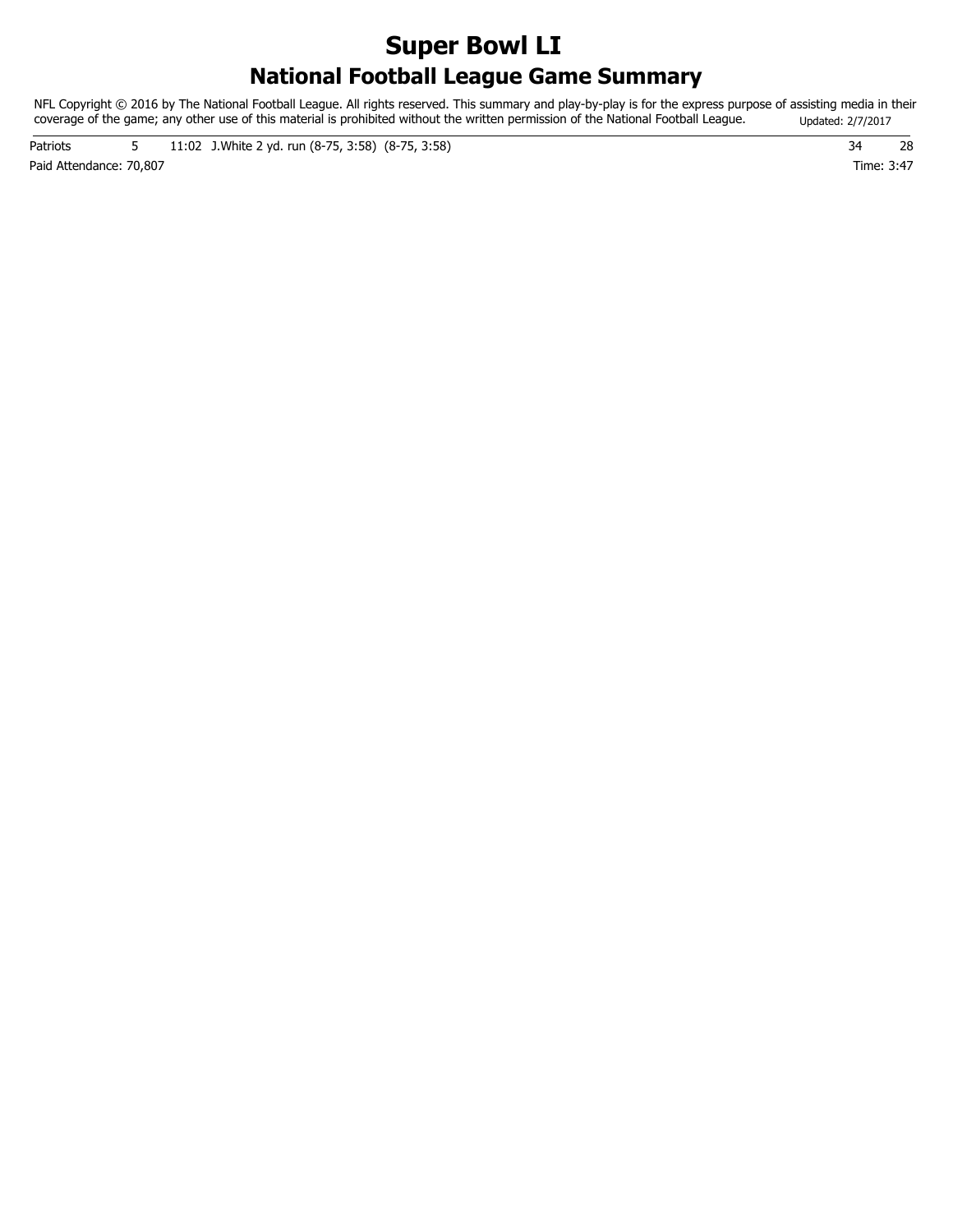# Super Bowl LI

## National Football League Game Summary

NFL Copyright © 2016 by The National Football League. All rights reserved. This summary and play-by-play is for the express purpose of assisting media in their coverage of the game; any other use of this material is prohibited without the written permission of the National Football League. Updated: 2/7/2017

| | | | | |
|---|---|---|---|---|
| Patriots | 5 | 11:02 J.White 2 yd. run (8-75, 3:58) (8-75, 3:58) | 34 | 28 |

Paid Attendance: 70,807

Time: 3:47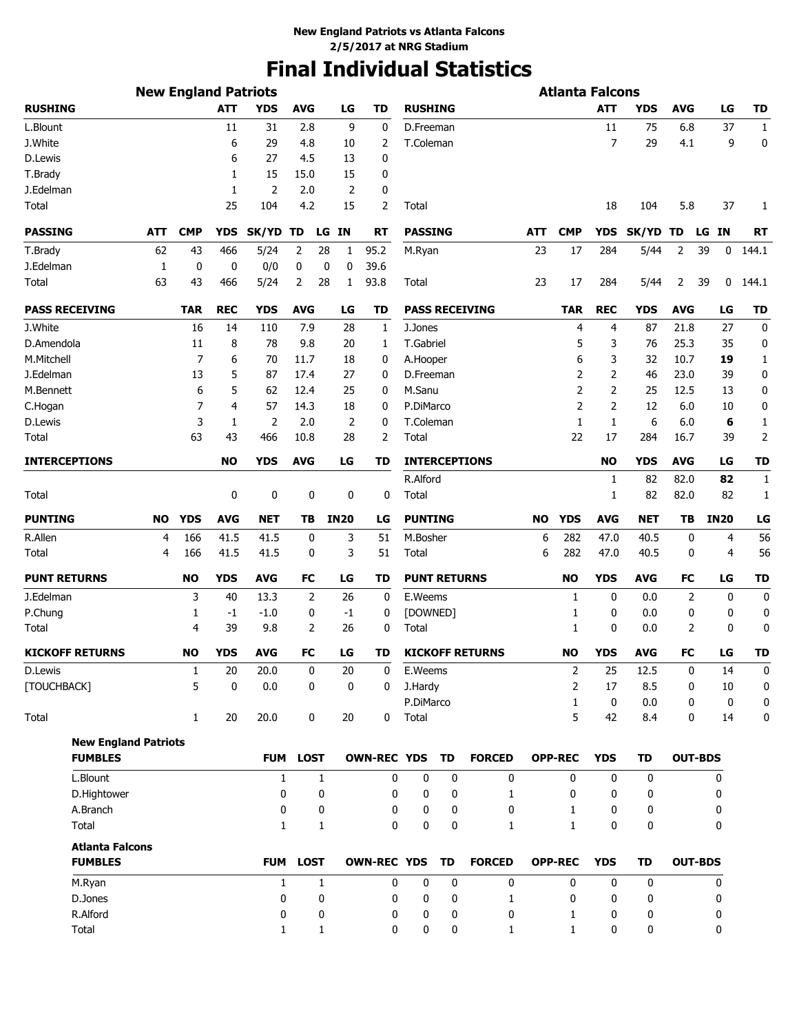**New England Patriots vs Atlanta Falcons**
**2/5/2017 at NRG Stadium**

# Final Individual Statistics

## New England Patriots

| RUSHING | ATT | YDS | AVG | LG | TD |
|---|---|---|---|---|---|
| L.Blount | 11 | 31 | 2.8 | 9 | 0 |
| J.White | 6 | 29 | 4.8 | 10 | 2 |
| D.Lewis | 6 | 27 | 4.5 | 13 | 0 |
| T.Brady | 1 | 15 | 15.0 | 15 | 0 |
| J.Edelman | 1 | 2 | 2.0 | 2 | 0 |
| Total | 25 | 104 | 4.2 | 15 | 2 |

| PASSING | ATT | CMP | YDS | SK/YD | TD | LG | IN | RT |
|---|---|---|---|---|---|---|---|---|
| T.Brady | 62 | 43 | 466 | 5/24 | 2 | 28 | 1 | 95.2 |
| J.Edelman | 1 | 0 | 0 | 0/0 | 0 | 0 | 0 | 39.6 |
| Total | 63 | 43 | 466 | 5/24 | 2 | 28 | 1 | 93.8 |

| PASS RECEIVING | TAR | REC | YDS | AVG | LG | TD |
|---|---|---|---|---|---|---|
| J.White | 16 | 14 | 110 | 7.9 | 28 | 1 |
| D.Amendola | 11 | 8 | 78 | 9.8 | 20 | 1 |
| M.Mitchell | 7 | 6 | 70 | 11.7 | 18 | 0 |
| J.Edelman | 13 | 5 | 87 | 17.4 | 27 | 0 |
| M.Bennett | 6 | 5 | 62 | 12.4 | 25 | 0 |
| C.Hogan | 7 | 4 | 57 | 14.3 | 18 | 0 |
| D.Lewis | 3 | 1 | 2 | 2.0 | 2 | 0 |
| Total | 63 | 43 | 466 | 10.8 | 28 | 2 |

| INTERCEPTIONS | NO | YDS | AVG | LG | TD |
|---|---|---|---|---|---|
| Total | 0 | 0 | 0 | 0 | 0 |

| PUNTING | NO | YDS | AVG | NET | TB | IN20 | LG |
|---|---|---|---|---|---|---|---|
| R.Allen | 4 | 166 | 41.5 | 41.5 | 0 | 3 | 51 |
| Total | 4 | 166 | 41.5 | 41.5 | 0 | 3 | 51 |

| PUNT RETURNS | NO | YDS | AVG | FC | LG | TD |
|---|---|---|---|---|---|---|
| J.Edelman | 3 | 40 | 13.3 | 2 | 26 | 0 |
| P.Chung | 1 | -1 | -1.0 | 0 | -1 | 0 |
| Total | 4 | 39 | 9.8 | 2 | 26 | 0 |

| KICKOFF RETURNS | NO | YDS | AVG | FC | LG | TD |
|---|---|---|---|---|---|---|
| D.Lewis | 1 | 20 | 20.0 | 0 | 20 | 0 |
| [TOUCHBACK] | 5 | 0 | 0.0 | 0 | 0 | 0 |
| Total | 1 | 20 | 20.0 | 0 | 20 | 0 |

## Atlanta Falcons

| RUSHING | ATT | YDS | AVG | LG | TD |
|---|---|---|---|---|---|
| D.Freeman | 11 | 75 | 6.8 | 37 | 1 |
| T.Coleman | 7 | 29 | 4.1 | 9 | 0 |
| Total | 18 | 104 | 5.8 | 37 | 1 |

| PASSING | ATT | CMP | YDS | SK/YD | TD | LG | IN | RT |
|---|---|---|---|---|---|---|---|---|
| M.Ryan | 23 | 17 | 284 | 5/44 | 2 | 39 | 0 | 144.1 |
| Total | 23 | 17 | 284 | 5/44 | 2 | 39 | 0 | 144.1 |

| PASS RECEIVING | TAR | REC | YDS | AVG | LG | TD |
|---|---|---|---|---|---|---|
| J.Jones | 4 | 4 | 87 | 21.8 | 27 | 0 |
| T.Gabriel | 5 | 3 | 76 | 25.3 | 35 | 0 |
| A.Hooper | 6 | 3 | 32 | 10.7 | **19** | 1 |
| D.Freeman | 2 | 2 | 46 | 23.0 | 39 | 0 |
| M.Sanu | 2 | 2 | 25 | 12.5 | 13 | 0 |
| P.DiMarco | 2 | 2 | 12 | 6.0 | 10 | 0 |
| T.Coleman | 1 | 1 | 6 | 6.0 | **6** | 1 |
| Total | 22 | 17 | 284 | 16.7 | 39 | 2 |

| INTERCEPTIONS | NO | YDS | AVG | LG | TD |
|---|---|---|---|---|---|
| R.Alford | 1 | 82 | 82.0 | **82** | 1 |
| Total | 1 | 82 | 82.0 | 82 | 1 |

| PUNTING | NO | YDS | AVG | NET | TB | IN20 | LG |
|---|---|---|---|---|---|---|---|
| M.Bosher | 6 | 282 | 47.0 | 40.5 | 0 | 4 | 56 |
| Total | 6 | 282 | 47.0 | 40.5 | 0 | 4 | 56 |

| PUNT RETURNS | NO | YDS | AVG | FC | LG | TD |
|---|---|---|---|---|---|---|
| E.Weems | 1 | 0 | 0.0 | 2 | 0 | 0 |
| [DOWNED] | 1 | 0 | 0.0 | 0 | 0 | 0 |
| Total | 1 | 0 | 0.0 | 2 | 0 | 0 |

| KICKOFF RETURNS | NO | YDS | AVG | FC | LG | TD |
|---|---|---|---|---|---|---|
| E.Weems | 2 | 25 | 12.5 | 0 | 14 | 0 |
| J.Hardy | 2 | 17 | 8.5 | 0 | 10 | 0 |
| P.DiMarco | 1 | 0 | 0.0 | 0 | 0 | 0 |
| Total | 5 | 42 | 8.4 | 0 | 14 | 0 |

### New England Patriots

| FUMBLES | FUM | LOST | OWN-REC | YDS | TD | FORCED | OPP-REC | YDS | TD | OUT-BDS |
|---|---|---|---|---|---|---|---|---|---|---|
| L.Blount | 1 | 1 | 0 | 0 | 0 | 0 | 0 | 0 | 0 | 0 |
| D.Hightower | 0 | 0 | 0 | 0 | 0 | 1 | 0 | 0 | 0 | 0 |
| A.Branch | 0 | 0 | 0 | 0 | 0 | 0 | 1 | 0 | 0 | 0 |
| Total | 1 | 1 | 0 | 0 | 0 | 1 | 1 | 0 | 0 | 0 |

### Atlanta Falcons

| FUMBLES | FUM | LOST | OWN-REC | YDS | TD | FORCED | OPP-REC | YDS | TD | OUT-BDS |
|---|---|---|---|---|---|---|---|---|---|---|
| M.Ryan | 1 | 1 | 0 | 0 | 0 | 0 | 0 | 0 | 0 | 0 |
| D.Jones | 0 | 0 | 0 | 0 | 0 | 1 | 0 | 0 | 0 | 0 |
| R.Alford | 0 | 0 | 0 | 0 | 0 | 0 | 1 | 0 | 0 | 0 |
| Total | 1 | 1 | 0 | 0 | 0 | 1 | 1 | 0 | 0 | 0 |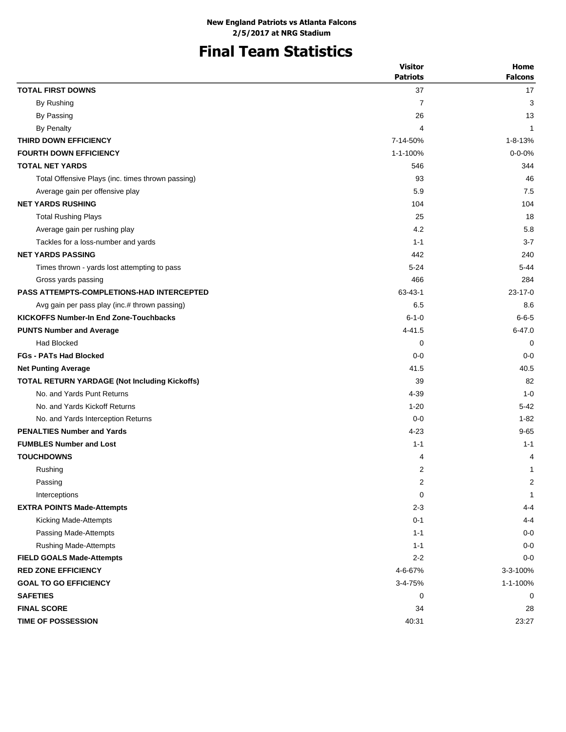**New England Patriots vs Atlanta Falcons**
**2/5/2017 at NRG Stadium**

# Final Team Statistics

| | Visitor<br>Patriots | Home<br>Falcons |
|---|---|---|
| **TOTAL FIRST DOWNS** | 37 | 17 |
| By Rushing | 7 | 3 |
| By Passing | 26 | 13 |
| By Penalty | 4 | 1 |
| **THIRD DOWN EFFICIENCY** | 7-14-50% | 1-8-13% |
| **FOURTH DOWN EFFICIENCY** | 1-1-100% | 0-0-0% |
| **TOTAL NET YARDS** | 546 | 344 |
| Total Offensive Plays (inc. times thrown passing) | 93 | 46 |
| Average gain per offensive play | 5.9 | 7.5 |
| **NET YARDS RUSHING** | 104 | 104 |
| Total Rushing Plays | 25 | 18 |
| Average gain per rushing play | 4.2 | 5.8 |
| Tackles for a loss-number and yards | 1-1 | 3-7 |
| **NET YARDS PASSING** | 442 | 240 |
| Times thrown - yards lost attempting to pass | 5-24 | 5-44 |
| Gross yards passing | 466 | 284 |
| **PASS ATTEMPTS-COMPLETIONS-HAD INTERCEPTED** | 63-43-1 | 23-17-0 |
| Avg gain per pass play (inc.# thrown passing) | 6.5 | 8.6 |
| **KICKOFFS Number-In End Zone-Touchbacks** | 6-1-0 | 6-6-5 |
| **PUNTS Number and Average** | 4-41.5 | 6-47.0 |
| Had Blocked | 0 | 0 |
| **FGs - PATs Had Blocked** | 0-0 | 0-0 |
| **Net Punting Average** | 41.5 | 40.5 |
| **TOTAL RETURN YARDAGE (Not Including Kickoffs)** | 39 | 82 |
| No. and Yards Punt Returns | 4-39 | 1-0 |
| No. and Yards Kickoff Returns | 1-20 | 5-42 |
| No. and Yards Interception Returns | 0-0 | 1-82 |
| **PENALTIES Number and Yards** | 4-23 | 9-65 |
| **FUMBLES Number and Lost** | 1-1 | 1-1 |
| **TOUCHDOWNS** | 4 | 4 |
| Rushing | 2 | 1 |
| Passing | 2 | 2 |
| Interceptions | 0 | 1 |
| **EXTRA POINTS Made-Attempts** | 2-3 | 4-4 |
| Kicking Made-Attempts | 0-1 | 4-4 |
| Passing Made-Attempts | 1-1 | 0-0 |
| Rushing Made-Attempts | 1-1 | 0-0 |
| **FIELD GOALS Made-Attempts** | 2-2 | 0-0 |
| **RED ZONE EFFICIENCY** | 4-6-67% | 3-3-100% |
| **GOAL TO GO EFFICIENCY** | 3-4-75% | 1-1-100% |
| **SAFETIES** | 0 | 0 |
| **FINAL SCORE** | 34 | 28 |
| **TIME OF POSSESSION** | 40:31 | 23:27 |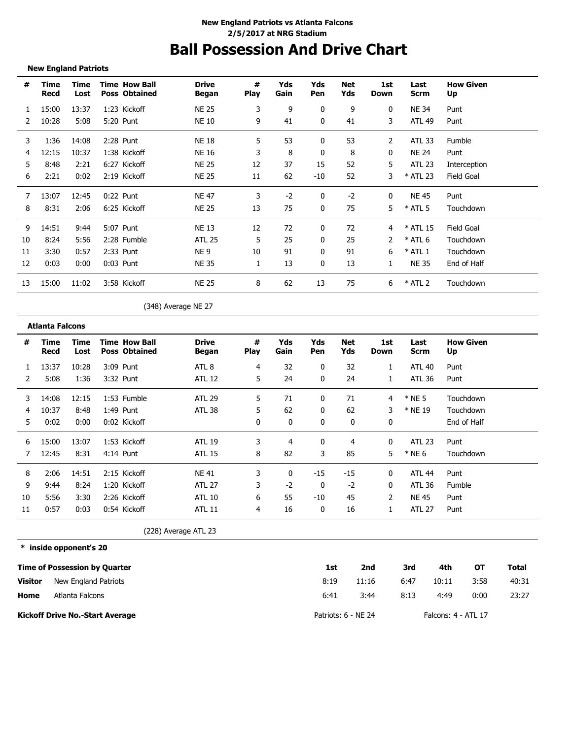**New England Patriots vs Atlanta Falcons**
**2/5/2017 at NRG Stadium**

# Ball Possession And Drive Chart

**New England Patriots**

| # | Time Recd | Time Lost | Time Poss | How Ball Obtained | Drive Began | # Play | Yds Gain | Yds Pen | Net Yds | 1st Down | Last Scrm | How Given Up |
|---|---|---|---|---|---|---|---|---|---|---|---|---|
| 1 | 15:00 | 13:37 | 1:23 | Kickoff | NE 25 | 3 | 9 | 0 | 9 | 0 | NE 34 | Punt |
| 2 | 10:28 | 5:08 | 5:20 | Punt | NE 10 | 9 | 41 | 0 | 41 | 3 | ATL 49 | Punt |
| 3 | 1:36 | 14:08 | 2:28 | Punt | NE 18 | 5 | 53 | 0 | 53 | 2 | ATL 33 | Fumble |
| 4 | 12:15 | 10:37 | 1:38 | Kickoff | NE 16 | 3 | 8 | 0 | 8 | 0 | NE 24 | Punt |
| 5 | 8:48 | 2:21 | 6:27 | Kickoff | NE 25 | 12 | 37 | 15 | 52 | 5 | ATL 23 | Interception |
| 6 | 2:21 | 0:02 | 2:19 | Kickoff | NE 25 | 11 | 62 | -10 | 52 | 3 | * ATL 23 | Field Goal |
| 7 | 13:07 | 12:45 | 0:22 | Punt | NE 47 | 3 | -2 | 0 | -2 | 0 | NE 45 | Punt |
| 8 | 8:31 | 2:06 | 6:25 | Kickoff | NE 25 | 13 | 75 | 0 | 75 | 5 | * ATL 5 | Touchdown |
| 9 | 14:51 | 9:44 | 5:07 | Punt | NE 13 | 12 | 72 | 0 | 72 | 4 | * ATL 15 | Field Goal |
| 10 | 8:24 | 5:56 | 2:28 | Fumble | ATL 25 | 5 | 25 | 0 | 25 | 2 | * ATL 6 | Touchdown |
| 11 | 3:30 | 0:57 | 2:33 | Punt | NE 9 | 10 | 91 | 0 | 91 | 6 | * ATL 1 | Touchdown |
| 12 | 0:03 | 0:00 | 0:03 | Punt | NE 35 | 1 | 13 | 0 | 13 | 1 | NE 35 | End of Half |
| 13 | 15:00 | 11:02 | 3:58 | Kickoff | NE 25 | 8 | 62 | 13 | 75 | 6 | * ATL 2 | Touchdown |

(348) Average NE 27

**Atlanta Falcons**

| # | Time Recd | Time Lost | Time Poss | How Ball Obtained | Drive Began | # Play | Yds Gain | Yds Pen | Net Yds | 1st Down | Last Scrm | How Given Up |
|---|---|---|---|---|---|---|---|---|---|---|---|---|
| 1 | 13:37 | 10:28 | 3:09 | Punt | ATL 8 | 4 | 32 | 0 | 32 | 1 | ATL 40 | Punt |
| 2 | 5:08 | 1:36 | 3:32 | Punt | ATL 12 | 5 | 24 | 0 | 24 | 1 | ATL 36 | Punt |
| 3 | 14:08 | 12:15 | 1:53 | Fumble | ATL 29 | 5 | 71 | 0 | 71 | 4 | * NE 5 | Touchdown |
| 4 | 10:37 | 8:48 | 1:49 | Punt | ATL 38 | 5 | 62 | 0 | 62 | 3 | * NE 19 | Touchdown |
| 5 | 0:02 | 0:00 | 0:02 | Kickoff | | 0 | 0 | 0 | 0 | 0 | | End of Half |
| 6 | 15:00 | 13:07 | 1:53 | Kickoff | ATL 19 | 3 | 4 | 0 | 4 | 0 | ATL 23 | Punt |
| 7 | 12:45 | 8:31 | 4:14 | Punt | ATL 15 | 8 | 82 | 3 | 85 | 5 | * NE 6 | Touchdown |
| 8 | 2:06 | 14:51 | 2:15 | Kickoff | NE 41 | 3 | 0 | -15 | -15 | 0 | ATL 44 | Punt |
| 9 | 9:44 | 8:24 | 1:20 | Kickoff | ATL 27 | 3 | -2 | 0 | -2 | 0 | ATL 36 | Fumble |
| 10 | 5:56 | 3:30 | 2:26 | Kickoff | ATL 10 | 6 | 55 | -10 | 45 | 2 | NE 45 | Punt |
| 11 | 0:57 | 0:03 | 0:54 | Kickoff | ATL 11 | 4 | 16 | 0 | 16 | 1 | ATL 27 | Punt |

(228) Average ATL 23

**\* inside opponent's 20**

| Time of Possession by Quarter | | 1st | 2nd | 3rd | 4th | OT | Total |
|---|---|---|---|---|---|---|---|
| **Visitor** | New England Patriots | 8:19 | 11:16 | 6:47 | 10:11 | 3:58 | 40:31 |
| **Home** | Atlanta Falcons | 6:41 | 3:44 | 8:13 | 4:49 | 0:00 | 23:27 |

**Kickoff Drive No.-Start Average** Patriots: 6 - NE 24 Falcons: 4 - ATL 17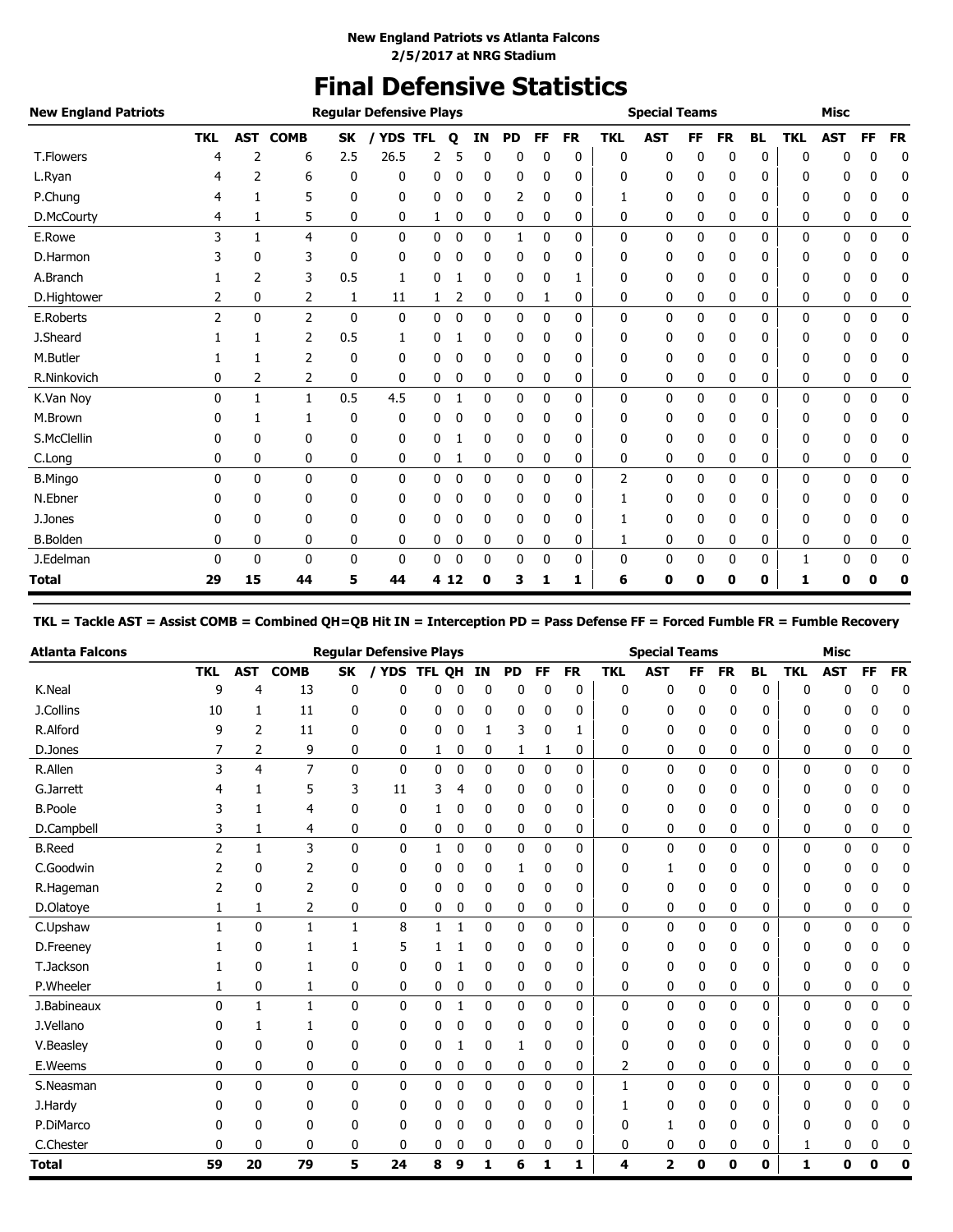**New England Patriots vs Atlanta Falcons**
**2/5/2017 at NRG Stadium**

# Final Defensive Statistics

| New England Patriots | Regular Defensive Plays | | | | | | | | | | | Special Teams | | | | | Misc | | | |
|---|---|---|---|---|---|---|---|---|---|---|---|---|---|---|---|---|---|---|---|---|
| | TKL | AST | COMB | SK | / YDS | TFL | Q | IN | PD | FF | FR | TKL | AST | FF | FR | BL | TKL | AST | FF | FR |
| T.Flowers | 4 | 2 | 6 | 2.5 | 26.5 | 2 | 5 | 0 | 0 | 0 | 0 | 0 | 0 | 0 | 0 | 0 | 0 | 0 | 0 | 0 |
| L.Ryan | 4 | 2 | 6 | 0 | 0 | 0 | 0 | 0 | 0 | 0 | 0 | 0 | 0 | 0 | 0 | 0 | 0 | 0 | 0 | 0 |
| P.Chung | 4 | 1 | 5 | 0 | 0 | 0 | 0 | 0 | 2 | 0 | 0 | 1 | 0 | 0 | 0 | 0 | 0 | 0 | 0 | 0 |
| D.McCourty | 4 | 1 | 5 | 0 | 0 | 1 | 0 | 0 | 0 | 0 | 0 | 0 | 0 | 0 | 0 | 0 | 0 | 0 | 0 | 0 |
| E.Rowe | 3 | 1 | 4 | 0 | 0 | 0 | 0 | 0 | 1 | 0 | 0 | 0 | 0 | 0 | 0 | 0 | 0 | 0 | 0 | 0 |
| D.Harmon | 3 | 0 | 3 | 0 | 0 | 0 | 0 | 0 | 0 | 0 | 0 | 0 | 0 | 0 | 0 | 0 | 0 | 0 | 0 | 0 |
| A.Branch | 1 | 2 | 3 | 0.5 | 1 | 0 | 1 | 0 | 0 | 0 | 1 | 0 | 0 | 0 | 0 | 0 | 0 | 0 | 0 | 0 |
| D.Hightower | 2 | 0 | 2 | 1 | 11 | 1 | 2 | 0 | 0 | 1 | 0 | 0 | 0 | 0 | 0 | 0 | 0 | 0 | 0 | 0 |
| E.Roberts | 2 | 0 | 2 | 0 | 0 | 0 | 0 | 0 | 0 | 0 | 0 | 0 | 0 | 0 | 0 | 0 | 0 | 0 | 0 | 0 |
| J.Sheard | 1 | 1 | 2 | 0.5 | 1 | 0 | 1 | 0 | 0 | 0 | 0 | 0 | 0 | 0 | 0 | 0 | 0 | 0 | 0 | 0 |
| M.Butler | 1 | 1 | 2 | 0 | 0 | 0 | 0 | 0 | 0 | 0 | 0 | 0 | 0 | 0 | 0 | 0 | 0 | 0 | 0 | 0 |
| R.Ninkovich | 0 | 2 | 2 | 0 | 0 | 0 | 0 | 0 | 0 | 0 | 0 | 0 | 0 | 0 | 0 | 0 | 0 | 0 | 0 | 0 |
| K.Van Noy | 0 | 1 | 1 | 0.5 | 4.5 | 0 | 1 | 0 | 0 | 0 | 0 | 0 | 0 | 0 | 0 | 0 | 0 | 0 | 0 | 0 |
| M.Brown | 0 | 1 | 1 | 0 | 0 | 0 | 0 | 0 | 0 | 0 | 0 | 0 | 0 | 0 | 0 | 0 | 0 | 0 | 0 | 0 |
| S.McClellin | 0 | 0 | 0 | 0 | 0 | 0 | 1 | 0 | 0 | 0 | 0 | 0 | 0 | 0 | 0 | 0 | 0 | 0 | 0 | 0 |
| C.Long | 0 | 0 | 0 | 0 | 0 | 0 | 1 | 0 | 0 | 0 | 0 | 0 | 0 | 0 | 0 | 0 | 0 | 0 | 0 | 0 |
| B.Mingo | 0 | 0 | 0 | 0 | 0 | 0 | 0 | 0 | 0 | 0 | 0 | 2 | 0 | 0 | 0 | 0 | 0 | 0 | 0 | 0 |
| N.Ebner | 0 | 0 | 0 | 0 | 0 | 0 | 0 | 0 | 0 | 0 | 0 | 1 | 0 | 0 | 0 | 0 | 0 | 0 | 0 | 0 |
| J.Jones | 0 | 0 | 0 | 0 | 0 | 0 | 0 | 0 | 0 | 0 | 0 | 1 | 0 | 0 | 0 | 0 | 0 | 0 | 0 | 0 |
| B.Bolden | 0 | 0 | 0 | 0 | 0 | 0 | 0 | 0 | 0 | 0 | 0 | 1 | 0 | 0 | 0 | 0 | 0 | 0 | 0 | 0 |
| J.Edelman | 0 | 0 | 0 | 0 | 0 | 0 | 0 | 0 | 0 | 0 | 0 | 0 | 0 | 0 | 0 | 0 | 1 | 0 | 0 | 0 |
| **Total** | **29** | **15** | **44** | **5** | **44** | **4** | **12** | **0** | **3** | **1** | **1** | **6** | **0** | **0** | **0** | **0** | **1** | **0** | **0** | **0** |

**TKL = Tackle AST = Assist COMB = Combined QH=QB Hit IN = Interception PD = Pass Defense FF = Forced Fumble FR = Fumble Recovery**

| Atlanta Falcons | Regular Defensive Plays | | | | | | | | | | | Special Teams | | | | | Misc | | | |
|---|---|---|---|---|---|---|---|---|---|---|---|---|---|---|---|---|---|---|---|---|
| | TKL | AST | COMB | SK | / YDS | TFL | QH | IN | PD | FF | FR | TKL | AST | FF | FR | BL | TKL | AST | FF | FR |
| K.Neal | 9 | 4 | 13 | 0 | 0 | 0 | 0 | 0 | 0 | 0 | 0 | 0 | 0 | 0 | 0 | 0 | 0 | 0 | 0 | 0 |
| J.Collins | 10 | 1 | 11 | 0 | 0 | 0 | 0 | 0 | 0 | 0 | 0 | 0 | 0 | 0 | 0 | 0 | 0 | 0 | 0 | 0 |
| R.Alford | 9 | 2 | 11 | 0 | 0 | 0 | 0 | 1 | 3 | 0 | 1 | 0 | 0 | 0 | 0 | 0 | 0 | 0 | 0 | 0 |
| D.Jones | 7 | 2 | 9 | 0 | 0 | 1 | 0 | 0 | 1 | 1 | 0 | 0 | 0 | 0 | 0 | 0 | 0 | 0 | 0 | 0 |
| R.Allen | 3 | 4 | 7 | 0 | 0 | 0 | 0 | 0 | 0 | 0 | 0 | 0 | 0 | 0 | 0 | 0 | 0 | 0 | 0 | 0 |
| G.Jarrett | 4 | 1 | 5 | 3 | 11 | 3 | 4 | 0 | 0 | 0 | 0 | 0 | 0 | 0 | 0 | 0 | 0 | 0 | 0 | 0 |
| B.Poole | 3 | 1 | 4 | 0 | 0 | 1 | 0 | 0 | 0 | 0 | 0 | 0 | 0 | 0 | 0 | 0 | 0 | 0 | 0 | 0 |
| D.Campbell | 3 | 1 | 4 | 0 | 0 | 0 | 0 | 0 | 0 | 0 | 0 | 0 | 0 | 0 | 0 | 0 | 0 | 0 | 0 | 0 |
| B.Reed | 2 | 1 | 3 | 0 | 0 | 1 | 0 | 0 | 0 | 0 | 0 | 0 | 0 | 0 | 0 | 0 | 0 | 0 | 0 | 0 |
| C.Goodwin | 2 | 0 | 2 | 0 | 0 | 0 | 0 | 0 | 1 | 0 | 0 | 0 | 1 | 0 | 0 | 0 | 0 | 0 | 0 | 0 |
| R.Hageman | 2 | 0 | 2 | 0 | 0 | 0 | 0 | 0 | 0 | 0 | 0 | 0 | 0 | 0 | 0 | 0 | 0 | 0 | 0 | 0 |
| D.Olatoye | 1 | 1 | 2 | 0 | 0 | 0 | 0 | 0 | 0 | 0 | 0 | 0 | 0 | 0 | 0 | 0 | 0 | 0 | 0 | 0 |
| C.Upshaw | 1 | 0 | 1 | 1 | 8 | 1 | 1 | 0 | 0 | 0 | 0 | 0 | 0 | 0 | 0 | 0 | 0 | 0 | 0 | 0 |
| D.Freeney | 1 | 0 | 1 | 1 | 5 | 1 | 1 | 0 | 0 | 0 | 0 | 0 | 0 | 0 | 0 | 0 | 0 | 0 | 0 | 0 |
| T.Jackson | 1 | 0 | 1 | 0 | 0 | 0 | 1 | 0 | 0 | 0 | 0 | 0 | 0 | 0 | 0 | 0 | 0 | 0 | 0 | 0 |
| P.Wheeler | 1 | 0 | 1 | 0 | 0 | 0 | 0 | 0 | 0 | 0 | 0 | 0 | 0 | 0 | 0 | 0 | 0 | 0 | 0 | 0 |
| J.Babineaux | 0 | 1 | 1 | 0 | 0 | 0 | 1 | 0 | 0 | 0 | 0 | 0 | 0 | 0 | 0 | 0 | 0 | 0 | 0 | 0 |
| J.Vellano | 0 | 1 | 1 | 0 | 0 | 0 | 0 | 0 | 0 | 0 | 0 | 0 | 0 | 0 | 0 | 0 | 0 | 0 | 0 | 0 |
| V.Beasley | 0 | 0 | 0 | 0 | 0 | 0 | 1 | 0 | 1 | 0 | 0 | 0 | 0 | 0 | 0 | 0 | 0 | 0 | 0 | 0 |
| E.Weems | 0 | 0 | 0 | 0 | 0 | 0 | 0 | 0 | 0 | 0 | 0 | 2 | 0 | 0 | 0 | 0 | 0 | 0 | 0 | 0 |
| S.Neasman | 0 | 0 | 0 | 0 | 0 | 0 | 0 | 0 | 0 | 0 | 0 | 1 | 0 | 0 | 0 | 0 | 0 | 0 | 0 | 0 |
| J.Hardy | 0 | 0 | 0 | 0 | 0 | 0 | 0 | 0 | 0 | 0 | 0 | 1 | 0 | 0 | 0 | 0 | 0 | 0 | 0 | 0 |
| P.DiMarco | 0 | 0 | 0 | 0 | 0 | 0 | 0 | 0 | 0 | 0 | 0 | 0 | 1 | 0 | 0 | 0 | 0 | 0 | 0 | 0 |
| C.Chester | 0 | 0 | 0 | 0 | 0 | 0 | 0 | 0 | 0 | 0 | 0 | 0 | 0 | 0 | 0 | 0 | 1 | 0 | 0 | 0 |
| **Total** | **59** | **20** | **79** | **5** | **24** | **8** | **9** | **1** | **6** | **1** | **1** | **4** | **2** | **0** | **0** | **0** | **1** | **0** | **0** | **0** |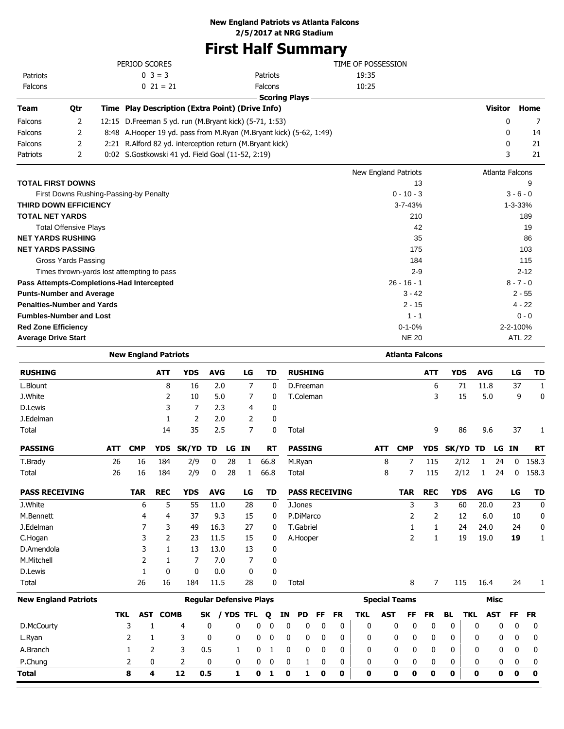**New England Patriots vs Atlanta Falcons**
**2/5/2017 at NRG Stadium**

# First Half Summary

| | PERIOD SCORES | | TIME OF POSSESSION |
|---|---|---|---|
| Patriots | 0 3 = 3 | Patriots | 19:35 |
| Falcons | 0 21 = 21 | Falcons | 10:25 |

## Scoring Plays

| Team | Qtr | Time | Play Description (Extra Point) (Drive Info) | Visitor | Home |
|---|---|---|---|---|---|
| Falcons | 2 | 12:15 | D.Freeman 5 yd. run (M.Bryant kick) (5-71, 1:53) | 0 | 7 |
| Falcons | 2 | 8:48 | A.Hooper 19 yd. pass from M.Ryan (M.Bryant kick) (5-62, 1:49) | 0 | 14 |
| Falcons | 2 | 2:21 | R.Alford 82 yd. interception return (M.Bryant kick) | 0 | 21 |
| Patriots | 2 | 0:02 | S.Gostkowski 41 yd. Field Goal (11-52, 2:19) | 3 | 21 |

| | New England Patriots | Atlanta Falcons |
|---|---|---|
| **TOTAL FIRST DOWNS** | 13 | 9 |
| First Downs Rushing-Passing-by Penalty | 0 - 10 - 3 | 3 - 6 - 0 |
| **THIRD DOWN EFFICIENCY** | 3-7-43% | 1-3-33% |
| **TOTAL NET YARDS** | 210 | 189 |
| Total Offensive Plays | 42 | 19 |
| **NET YARDS RUSHING** | 35 | 86 |
| **NET YARDS PASSING** | 175 | 103 |
| Gross Yards Passing | 184 | 115 |
| Times thrown-yards lost attempting to pass | 2-9 | 2-12 |
| **Pass Attempts-Completions-Had Intercepted** | 26 - 16 - 1 | 8 - 7 - 0 |
| **Punts-Number and Average** | 3 - 42 | 2 - 55 |
| **Penalties-Number and Yards** | 2 - 15 | 4 - 22 |
| **Fumbles-Number and Lost** | 1 - 1 | 0 - 0 |
| **Red Zone Efficiency** | 0-1-0% | 2-2-100% |
| **Average Drive Start** | NE 20 | ATL 22 |

### New England Patriots

| RUSHING | ATT | YDS | AVG | LG | TD |
|---|---|---|---|---|---|
| L.Blount | 8 | 16 | 2.0 | 7 | 0 |
| J.White | 2 | 10 | 5.0 | 7 | 0 |
| D.Lewis | 3 | 7 | 2.3 | 4 | 0 |
| J.Edelman | 1 | 2 | 2.0 | 2 | 0 |
| Total | 14 | 35 | 2.5 | 7 | 0 |

| PASSING | ATT | CMP | YDS | SK/YD | TD | LG | IN | RT |
|---|---|---|---|---|---|---|---|---|
| T.Brady | 26 | 16 | 184 | 2/9 | 0 | 28 | 1 | 66.8 |
| Total | 26 | 16 | 184 | 2/9 | 0 | 28 | 1 | 66.8 |

| PASS RECEIVING | TAR | REC | YDS | AVG | LG | TD |
|---|---|---|---|---|---|---|
| J.White | 6 | 5 | 55 | 11.0 | 28 | 0 |
| M.Bennett | 4 | 4 | 37 | 9.3 | 15 | 0 |
| J.Edelman | 7 | 3 | 49 | 16.3 | 27 | 0 |
| C.Hogan | 3 | 2 | 23 | 11.5 | 15 | 0 |
| D.Amendola | 3 | 1 | 13 | 13.0 | 13 | 0 |
| M.Mitchell | 2 | 1 | 7 | 7.0 | 7 | 0 |
| D.Lewis | 1 | 0 | 0 | 0.0 | 0 | 0 |
| Total | 26 | 16 | 184 | 11.5 | 28 | 0 |

### Atlanta Falcons

| RUSHING | ATT | YDS | AVG | LG | TD |
|---|---|---|---|---|---|
| D.Freeman | 6 | 71 | 11.8 | 37 | 1 |
| T.Coleman | 3 | 15 | 5.0 | 9 | 0 |
| Total | 9 | 86 | 9.6 | 37 | 1 |

| PASSING | ATT | CMP | YDS | SK/YD | TD | LG | IN | RT |
|---|---|---|---|---|---|---|---|---|
| M.Ryan | 8 | 7 | 115 | 2/12 | 1 | 24 | 0 | 158.3 |
| Total | 8 | 7 | 115 | 2/12 | 1 | 24 | 0 | 158.3 |

| PASS RECEIVING | TAR | REC | YDS | AVG | LG | TD |
|---|---|---|---|---|---|---|
| J.Jones | 3 | 3 | 60 | 20.0 | 23 | 0 |
| P.DiMarco | 2 | 2 | 12 | 6.0 | 10 | 0 |
| T.Gabriel | 1 | 1 | 24 | 24.0 | 24 | 0 |
| A.Hooper | 2 | 1 | 19 | 19.0 | **19** | 1 |
| Total | 8 | 7 | 115 | 16.4 | 24 | 1 |

### New England Patriots — Defense

| | Regular Defensive Plays | | | | | | | | | | | Special Teams | | | | | Misc | | | |
|---|---|---|---|---|---|---|---|---|---|---|---|---|---|---|---|---|---|---|---|---|
| | TKL | AST | COMB | SK | / YDS | TFL | Q | IN | PD | FF | FR | TKL | AST | FF | FR | BL | TKL | AST | FF | FR |
| D.McCourty | 3 | 1 | 4 | 0 | 0 | 0 | 0 | 0 | 0 | 0 | 0 | 0 | 0 | 0 | 0 | 0 | 0 | 0 | 0 | 0 |
| L.Ryan | 2 | 1 | 3 | 0 | 0 | 0 | 0 | 0 | 0 | 0 | 0 | 0 | 0 | 0 | 0 | 0 | 0 | 0 | 0 | 0 |
| A.Branch | 1 | 2 | 3 | 0.5 | 1 | 0 | 1 | 0 | 0 | 0 | 0 | 0 | 0 | 0 | 0 | 0 | 0 | 0 | 0 | 0 |
| P.Chung | 2 | 0 | 2 | 0 | 0 | 0 | 0 | 0 | 1 | 0 | 0 | 0 | 0 | 0 | 0 | 0 | 0 | 0 | 0 | 0 |
| **Total** | **8** | **4** | **12** | **0.5** | **1** | **0** | **1** | **0** | **1** | **0** | **0** | **0** | **0** | **0** | **0** | **0** | **0** | **0** | **0** | **0** |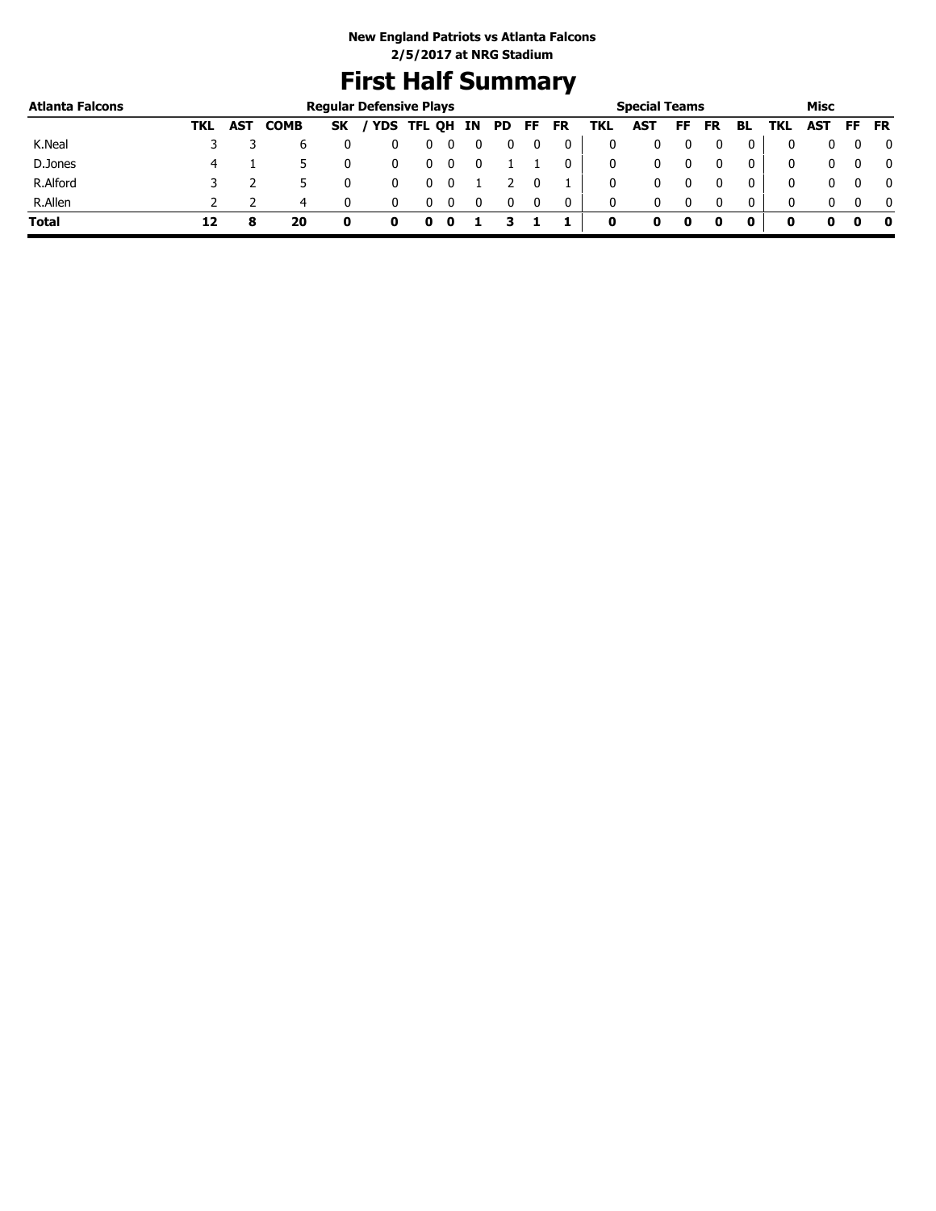New England Patriots vs Atlanta Falcons
2/5/2017 at NRG Stadium

# First Half Summary

| Atlanta Falcons | Regular Defensive Plays | | | | | | | | | | | | Special Teams | | | | | Misc | | | |
|---|---|---|---|---|---|---|---|---|---|---|---|---|---|---|---|---|---|---|---|---|---|
| | TKL | AST | COMB | SK | / YDS | TFL | QH | IN | PD | FF | FR | TKL | AST | FF | FR | BL | TKL | AST | FF | FR |
| K.Neal | 3 | 3 | 6 | 0 | 0 | 0 | 0 | 0 | 0 | 0 | 0 | 0 | 0 | 0 | 0 | 0 | 0 | 0 | 0 | 0 |
| D.Jones | 4 | 1 | 5 | 0 | 0 | 0 | 0 | 0 | 1 | 1 | 0 | 0 | 0 | 0 | 0 | 0 | 0 | 0 | 0 | 0 |
| R.Alford | 3 | 2 | 5 | 0 | 0 | 0 | 0 | 1 | 2 | 0 | 1 | 0 | 0 | 0 | 0 | 0 | 0 | 0 | 0 | 0 |
| R.Allen | 2 | 2 | 4 | 0 | 0 | 0 | 0 | 0 | 0 | 0 | 0 | 0 | 0 | 0 | 0 | 0 | 0 | 0 | 0 | 0 |
| **Total** | **12** | **8** | **20** | **0** | **0** | **0** | **0** | **1** | **3** | **1** | **1** | **0** | **0** | **0** | **0** | **0** | **0** | **0** | **0** | **0** |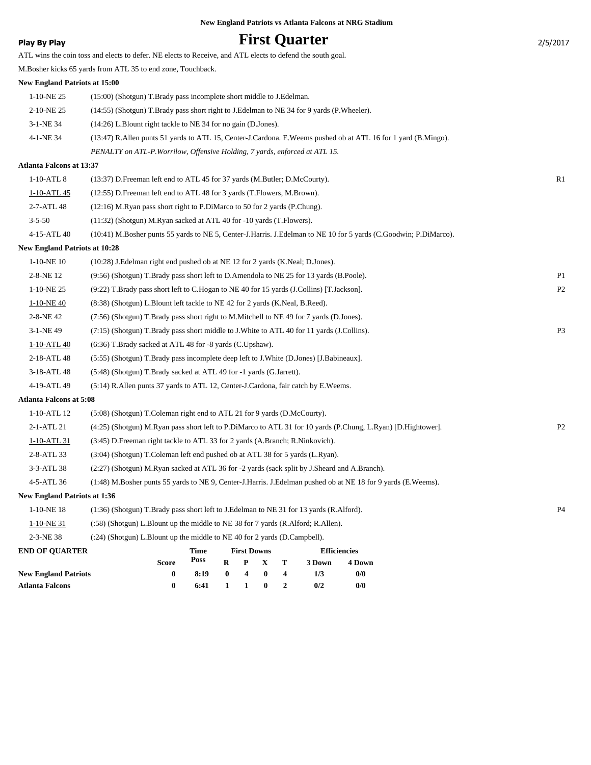New England Patriots vs Atlanta Falcons at NRG Stadium

**Play By Play**

# First Quarter

2/5/2017

ATL wins the coin toss and elects to defer. NE elects to Receive, and ATL elects to defend the south goal.

M.Bosher kicks 65 yards from ATL 35 to end zone, Touchback.

**New England Patriots at 15:00**

| | | |
|---|---|---|
| 1-10-NE 25 | (15:00) (Shotgun) T.Brady pass incomplete short middle to J.Edelman. | |
| 2-10-NE 25 | (14:55) (Shotgun) T.Brady pass short right to J.Edelman to NE 34 for 9 yards (P.Wheeler). | |
| 3-1-NE 34 | (14:26) L.Blount right tackle to NE 34 for no gain (D.Jones). | |
| 4-1-NE 34 | (13:47) R.Allen punts 51 yards to ATL 15, Center-J.Cardona. E.Weems pushed ob at ATL 16 for 1 yard (B.Mingo). | |
| | *PENALTY on ATL-P.Worrilow, Offensive Holding, 7 yards, enforced at ATL 15.* | |

**Atlanta Falcons at 13:37**

| | | |
|---|---|---|
| 1-10-ATL 8 | (13:37) D.Freeman left end to ATL 45 for 37 yards (M.Butler; D.McCourty). | R1 |
| 1-10-ATL 45 | (12:55) D.Freeman left end to ATL 48 for 3 yards (T.Flowers, M.Brown). | |
| 2-7-ATL 48 | (12:16) M.Ryan pass short right to P.DiMarco to 50 for 2 yards (P.Chung). | |
| 3-5-50 | (11:32) (Shotgun) M.Ryan sacked at ATL 40 for -10 yards (T.Flowers). | |
| 4-15-ATL 40 | (10:41) M.Bosher punts 55 yards to NE 5, Center-J.Harris. J.Edelman to NE 10 for 5 yards (C.Goodwin; P.DiMarco). | |

**New England Patriots at 10:28**

| | | |
|---|---|---|
| 1-10-NE 10 | (10:28) J.Edelman right end pushed ob at NE 12 for 2 yards (K.Neal; D.Jones). | |
| 2-8-NE 12 | (9:56) (Shotgun) T.Brady pass short left to D.Amendola to NE 25 for 13 yards (B.Poole). | P1 |
| 1-10-NE 25 | (9:22) T.Brady pass short left to C.Hogan to NE 40 for 15 yards (J.Collins) [T.Jackson]. | P2 |
| 1-10-NE 40 | (8:38) (Shotgun) L.Blount left tackle to NE 42 for 2 yards (K.Neal, B.Reed). | |
| 2-8-NE 42 | (7:56) (Shotgun) T.Brady pass short right to M.Mitchell to NE 49 for 7 yards (D.Jones). | |
| 3-1-NE 49 | (7:15) (Shotgun) T.Brady pass short middle to J.White to ATL 40 for 11 yards (J.Collins). | P3 |
| 1-10-ATL 40 | (6:36) T.Brady sacked at ATL 48 for -8 yards (C.Upshaw). | |
| 2-18-ATL 48 | (5:55) (Shotgun) T.Brady pass incomplete deep left to J.White (D.Jones) [J.Babineaux]. | |
| 3-18-ATL 48 | (5:48) (Shotgun) T.Brady sacked at ATL 49 for -1 yards (G.Jarrett). | |
| 4-19-ATL 49 | (5:14) R.Allen punts 37 yards to ATL 12, Center-J.Cardona, fair catch by E.Weems. | |

**Atlanta Falcons at 5:08**

| | | |
|---|---|---|
| 1-10-ATL 12 | (5:08) (Shotgun) T.Coleman right end to ATL 21 for 9 yards (D.McCourty). | |
| 2-1-ATL 21 | (4:25) (Shotgun) M.Ryan pass short left to P.DiMarco to ATL 31 for 10 yards (P.Chung, L.Ryan) [D.Hightower]. | P2 |
| 1-10-ATL 31 | (3:45) D.Freeman right tackle to ATL 33 for 2 yards (A.Branch; R.Ninkovich). | |
| 2-8-ATL 33 | (3:04) (Shotgun) T.Coleman left end pushed ob at ATL 38 for 5 yards (L.Ryan). | |
| 3-3-ATL 38 | (2:27) (Shotgun) M.Ryan sacked at ATL 36 for -2 yards (sack split by J.Sheard and A.Branch). | |
| 4-5-ATL 36 | (1:48) M.Bosher punts 55 yards to NE 9, Center-J.Harris. J.Edelman pushed ob at NE 18 for 9 yards (E.Weems). | |

**New England Patriots at 1:36**

| | | |
|---|---|---|
| 1-10-NE 18 | (1:36) (Shotgun) T.Brady pass short left to J.Edelman to NE 31 for 13 yards (R.Alford). | P4 |
| 1-10-NE 31 | (:58) (Shotgun) L.Blount up the middle to NE 38 for 7 yards (R.Alford; R.Allen). | |
| 2-3-NE 38 | (:24) (Shotgun) L.Blount up the middle to NE 40 for 2 yards (D.Campbell). | |

| END OF QUARTER | Score | Time Poss | First Downs R | P | X | T | Efficiencies 3 Down | 4 Down |
|---|---|---|---|---|---|---|---|---|
| **New England Patriots** | 0 | 8:19 | 0 | 4 | 0 | 4 | 1/3 | 0/0 |
| **Atlanta Falcons** | 0 | 6:41 | 1 | 1 | 0 | 2 | 0/2 | 0/0 |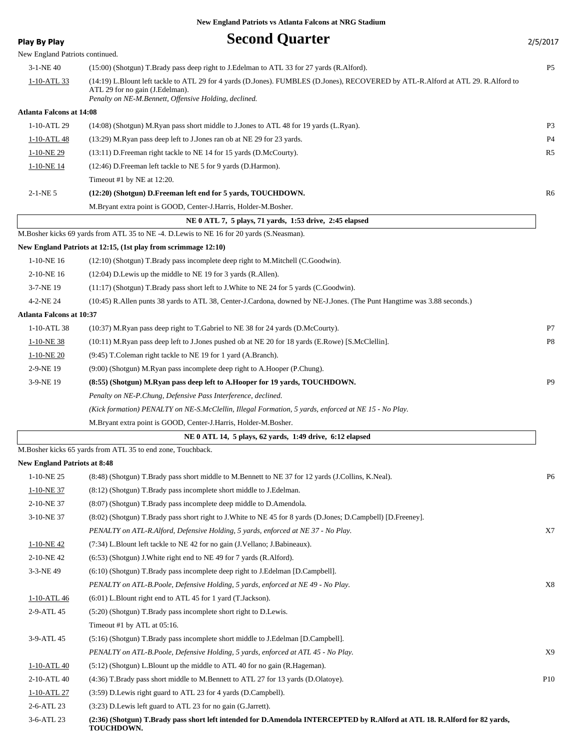**New England Patriots vs Atlanta Falcons at NRG Stadium**

**Play By Play**

# Second Quarter

2/5/2017

New England Patriots continued.

| Down | Play | |
|---|---|---|
| 3-1-NE 40 | (15:00) (Shotgun) T.Brady pass deep right to J.Edelman to ATL 33 for 27 yards (R.Alford). | P5 |
| 1-10-ATL 33 | (14:19) L.Blount left tackle to ATL 29 for 4 yards (D.Jones). FUMBLES (D.Jones), RECOVERED by ATL-R.Alford at ATL 29. R.Alford to ATL 29 for no gain (J.Edelman). *Penalty on NE-M.Bennett, Offensive Holding, declined.* | |

**Atlanta Falcons at 14:08**

| Down | Play | |
|---|---|---|
| 1-10-ATL 29 | (14:08) (Shotgun) M.Ryan pass short middle to J.Jones to ATL 48 for 19 yards (L.Ryan). | P3 |
| 1-10-ATL 48 | (13:29) M.Ryan pass deep left to J.Jones ran ob at NE 29 for 23 yards. | P4 |
| 1-10-NE 29 | (13:11) D.Freeman right tackle to NE 14 for 15 yards (D.McCourty). | R5 |
| 1-10-NE 14 | (12:46) D.Freeman left tackle to NE 5 for 9 yards (D.Harmon). | |
| | Timeout #1 by NE at 12:20. | |
| 2-1-NE 5 | **(12:20) (Shotgun) D.Freeman left end for 5 yards, TOUCHDOWN.** | R6 |
| | M.Bryant extra point is GOOD, Center-J.Harris, Holder-M.Bosher. | |

**NE 0 ATL 7, 5 plays, 71 yards, 1:53 drive, 2:45 elapsed**

M.Bosher kicks 69 yards from ATL 35 to NE -4. D.Lewis to NE 16 for 20 yards (S.Neasman).

**New England Patriots at 12:15, (1st play from scrimmage 12:10)**

| Down | Play | |
|---|---|---|
| 1-10-NE 16 | (12:10) (Shotgun) T.Brady pass incomplete deep right to M.Mitchell (C.Goodwin). | |
| 2-10-NE 16 | (12:04) D.Lewis up the middle to NE 19 for 3 yards (R.Allen). | |
| 3-7-NE 19 | (11:17) (Shotgun) T.Brady pass short left to J.White to NE 24 for 5 yards (C.Goodwin). | |
| 4-2-NE 24 | (10:45) R.Allen punts 38 yards to ATL 38, Center-J.Cardona, downed by NE-J.Jones. (The Punt Hangtime was 3.88 seconds.) | |

**Atlanta Falcons at 10:37**

| Down | Play | |
|---|---|---|
| 1-10-ATL 38 | (10:37) M.Ryan pass deep right to T.Gabriel to NE 38 for 24 yards (D.McCourty). | P7 |
| 1-10-NE 38 | (10:11) M.Ryan pass deep left to J.Jones pushed ob at NE 20 for 18 yards (E.Rowe) [S.McClellin]. | P8 |
| 1-10-NE 20 | (9:45) T.Coleman right tackle to NE 19 for 1 yard (A.Branch). | |
| 2-9-NE 19 | (9:00) (Shotgun) M.Ryan pass incomplete deep right to A.Hooper (P.Chung). | |
| 3-9-NE 19 | **(8:55) (Shotgun) M.Ryan pass deep left to A.Hooper for 19 yards, TOUCHDOWN.** | P9 |
| | *Penalty on NE-P.Chung, Defensive Pass Interference, declined.* | |
| | *(Kick formation) PENALTY on NE-S.McClellin, Illegal Formation, 5 yards, enforced at NE 15 - No Play.* | |
| | M.Bryant extra point is GOOD, Center-J.Harris, Holder-M.Bosher. | |

**NE 0 ATL 14, 5 plays, 62 yards, 1:49 drive, 6:12 elapsed**

M.Bosher kicks 65 yards from ATL 35 to end zone, Touchback.

**New England Patriots at 8:48**

| Down | Play | |
|---|---|---|
| 1-10-NE 25 | (8:48) (Shotgun) T.Brady pass short middle to M.Bennett to NE 37 for 12 yards (J.Collins, K.Neal). | P6 |
| 1-10-NE 37 | (8:12) (Shotgun) T.Brady pass incomplete short middle to J.Edelman. | |
| 2-10-NE 37 | (8:07) (Shotgun) T.Brady pass incomplete deep middle to D.Amendola. | |
| 3-10-NE 37 | (8:02) (Shotgun) T.Brady pass short right to J.White to NE 45 for 8 yards (D.Jones; D.Campbell) [D.Freeney]. | |
| | *PENALTY on ATL-R.Alford, Defensive Holding, 5 yards, enforced at NE 37 - No Play.* | X7 |
| 1-10-NE 42 | (7:34) L.Blount left tackle to NE 42 for no gain (J.Vellano; J.Babineaux). | |
| 2-10-NE 42 | (6:53) (Shotgun) J.White right end to NE 49 for 7 yards (R.Alford). | |
| 3-3-NE 49 | (6:10) (Shotgun) T.Brady pass incomplete deep right to J.Edelman [D.Campbell]. | |
| | *PENALTY on ATL-B.Poole, Defensive Holding, 5 yards, enforced at NE 49 - No Play.* | X8 |
| 1-10-ATL 46 | (6:01) L.Blount right end to ATL 45 for 1 yard (T.Jackson). | |
| 2-9-ATL 45 | (5:20) (Shotgun) T.Brady pass incomplete short right to D.Lewis. | |
| | Timeout #1 by ATL at 05:16. | |
| 3-9-ATL 45 | (5:16) (Shotgun) T.Brady pass incomplete short middle to J.Edelman [D.Campbell]. | |
| | *PENALTY on ATL-B.Poole, Defensive Holding, 5 yards, enforced at ATL 45 - No Play.* | X9 |
| 1-10-ATL 40 | (5:12) (Shotgun) L.Blount up the middle to ATL 40 for no gain (R.Hageman). | |
| 2-10-ATL 40 | (4:36) T.Brady pass short middle to M.Bennett to ATL 27 for 13 yards (D.Olatoye). | P10 |
| 1-10-ATL 27 | (3:59) D.Lewis right guard to ATL 23 for 4 yards (D.Campbell). | |
| 2-6-ATL 23 | (3:23) D.Lewis left guard to ATL 23 for no gain (G.Jarrett). | |
| 3-6-ATL 23 | **(2:36) (Shotgun) T.Brady pass short left intended for D.Amendola INTERCEPTED by R.Alford at ATL 18. R.Alford for 82 yards, TOUCHDOWN.** | |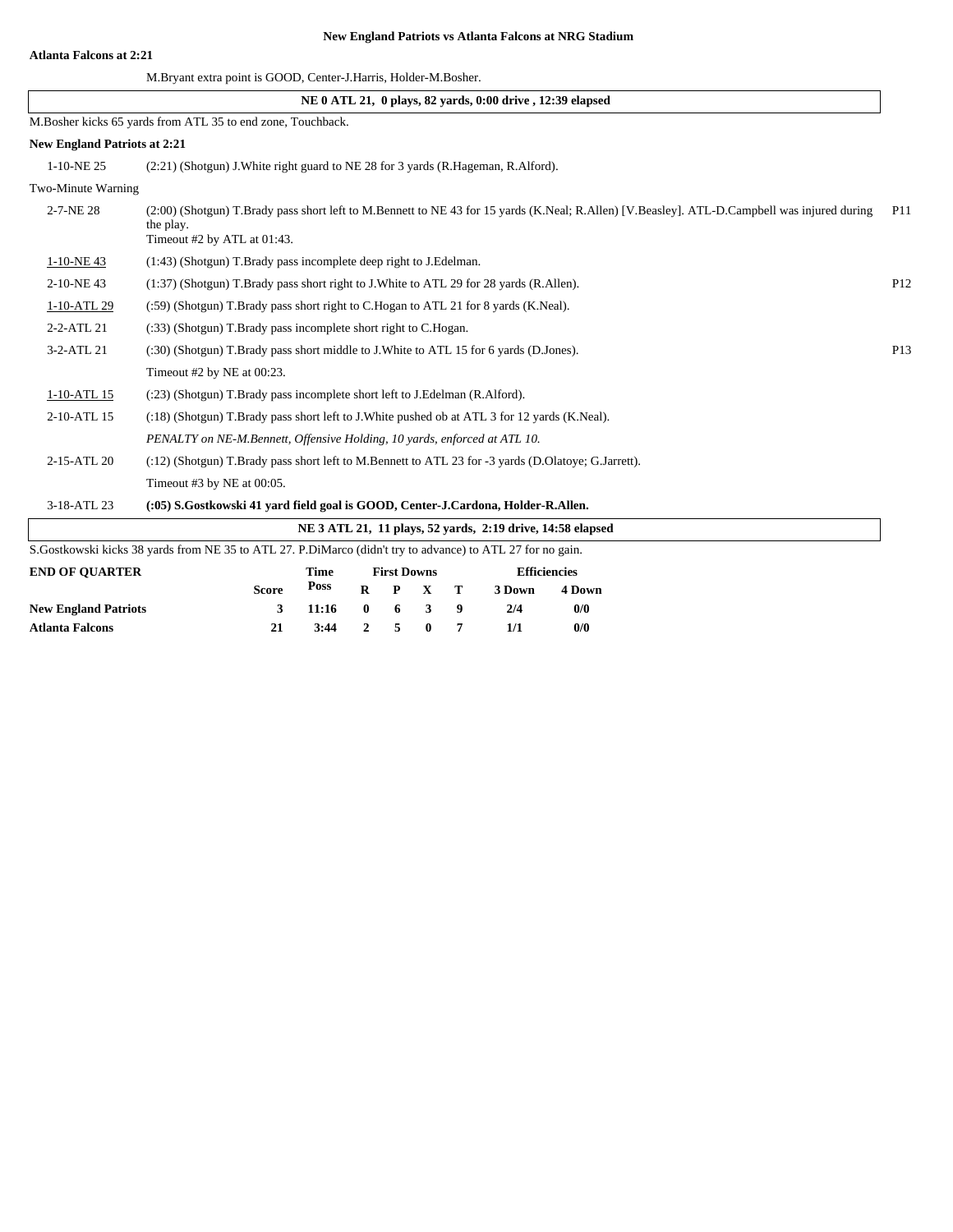**New England Patriots vs Atlanta Falcons at NRG Stadium**

**Atlanta Falcons at 2:21**

| | | |
|---|---|---|
| | M.Bryant extra point is GOOD, Center-J.Harris, Holder-M.Bosher. | |

**NE 0 ATL 21, 0 plays, 82 yards, 0:00 drive , 12:39 elapsed**

M.Bosher kicks 65 yards from ATL 35 to end zone, Touchback.

**New England Patriots at 2:21**

| | | |
|---|---|---|
| 1-10-NE 25 | (2:21) (Shotgun) J.White right guard to NE 28 for 3 yards (R.Hageman, R.Alford). | |
| Two-Minute Warning | | |
| 2-7-NE 28 | (2:00) (Shotgun) T.Brady pass short left to M.Bennett to NE 43 for 15 yards (K.Neal; R.Allen) [V.Beasley]. ATL-D.Campbell was injured during the play.<br>Timeout #2 by ATL at 01:43. | P11 |
| 1-10-NE 43 | (1:43) (Shotgun) T.Brady pass incomplete deep right to J.Edelman. | |
| 2-10-NE 43 | (1:37) (Shotgun) T.Brady pass short right to J.White to ATL 29 for 28 yards (R.Allen). | P12 |
| 1-10-ATL 29 | (:59) (Shotgun) T.Brady pass short right to C.Hogan to ATL 21 for 8 yards (K.Neal). | |
| 2-2-ATL 21 | (:33) (Shotgun) T.Brady pass incomplete short right to C.Hogan. | |
| 3-2-ATL 21 | (:30) (Shotgun) T.Brady pass short middle to J.White to ATL 15 for 6 yards (D.Jones). | P13 |
| | Timeout #2 by NE at 00:23. | |
| 1-10-ATL 15 | (:23) (Shotgun) T.Brady pass incomplete short left to J.Edelman (R.Alford). | |
| 2-10-ATL 15 | (:18) (Shotgun) T.Brady pass short left to J.White pushed ob at ATL 3 for 12 yards (K.Neal). | |
| | *PENALTY on NE-M.Bennett, Offensive Holding, 10 yards, enforced at ATL 10.* | |
| 2-15-ATL 20 | (:12) (Shotgun) T.Brady pass short left to M.Bennett to ATL 23 for -3 yards (D.Olatoye; G.Jarrett). | |
| | Timeout #3 by NE at 00:05. | |
| 3-18-ATL 23 | **(:05) S.Gostkowski 41 yard field goal is GOOD, Center-J.Cardona, Holder-R.Allen.** | |

**NE 3 ATL 21, 11 plays, 52 yards, 2:19 drive, 14:58 elapsed**

S.Gostkowski kicks 38 yards from NE 35 to ATL 27. P.DiMarco (didn't try to advance) to ATL 27 for no gain.

| **END OF QUARTER** | Score | Time Poss | First Downs R | P | X | T | Efficiencies 3 Down | 4 Down |
|---|---|---|---|---|---|---|---|---|
| **New England Patriots** | **3** | **11:16** | **0** | **6** | **3** | **9** | **2/4** | **0/0** |
| **Atlanta Falcons** | **21** | **3:44** | **2** | **5** | **0** | **7** | **1/1** | **0/0** |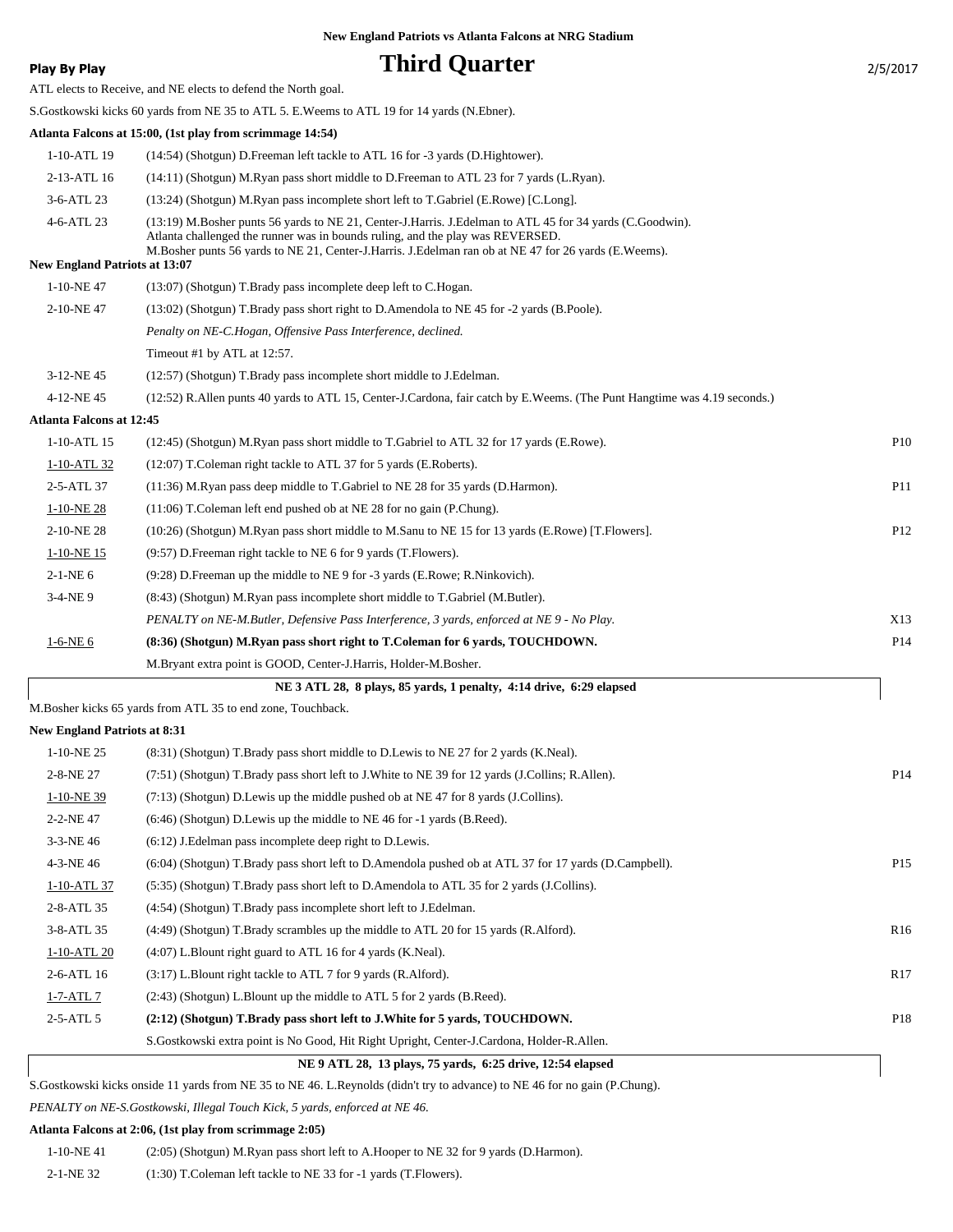New England Patriots vs Atlanta Falcons at NRG Stadium

# Third Quarter

**Play By Play** — 2/5/2017

ATL elects to Receive, and NE elects to defend the North goal.

S.Gostkowski kicks 60 yards from NE 35 to ATL 5. E.Weems to ATL 19 for 14 yards (N.Ebner).

**Atlanta Falcons at 15:00, (1st play from scrimmage 14:54)**

| | | |
|---|---|---|
| 1-10-ATL 19 | (14:54) (Shotgun) D.Freeman left tackle to ATL 16 for -3 yards (D.Hightower). | |
| 2-13-ATL 16 | (14:11) (Shotgun) M.Ryan pass short middle to D.Freeman to ATL 23 for 7 yards (L.Ryan). | |
| 3-6-ATL 23 | (13:24) (Shotgun) M.Ryan pass incomplete short left to T.Gabriel (E.Rowe) [C.Long]. | |
| 4-6-ATL 23 | (13:19) M.Bosher punts 56 yards to NE 21, Center-J.Harris. J.Edelman to ATL 45 for 34 yards (C.Goodwin). Atlanta challenged the runner was in bounds ruling, and the play was REVERSED. M.Bosher punts 56 yards to NE 21, Center-J.Harris. J.Edelman ran ob at NE 47 for 26 yards (E.Weems). | |

**New England Patriots at 13:07**

| | | |
|---|---|---|
| 1-10-NE 47 | (13:07) (Shotgun) T.Brady pass incomplete deep left to C.Hogan. | |
| 2-10-NE 47 | (13:02) (Shotgun) T.Brady pass short right to D.Amendola to NE 45 for -2 yards (B.Poole). | |
| | *Penalty on NE-C.Hogan, Offensive Pass Interference, declined.* | |
| | Timeout #1 by ATL at 12:57. | |
| 3-12-NE 45 | (12:57) (Shotgun) T.Brady pass incomplete short middle to J.Edelman. | |
| 4-12-NE 45 | (12:52) R.Allen punts 40 yards to ATL 15, Center-J.Cardona, fair catch by E.Weems. (The Punt Hangtime was 4.19 seconds.) | |

**Atlanta Falcons at 12:45**

| | | |
|---|---|---|
| 1-10-ATL 15 | (12:45) (Shotgun) M.Ryan pass short middle to T.Gabriel to ATL 32 for 17 yards (E.Rowe). | P10 |
| 1-10-ATL 32 | (12:07) T.Coleman right tackle to ATL 37 for 5 yards (E.Roberts). | |
| 2-5-ATL 37 | (11:36) M.Ryan pass deep middle to T.Gabriel to NE 28 for 35 yards (D.Harmon). | P11 |
| 1-10-NE 28 | (11:06) T.Coleman left end pushed ob at NE 28 for no gain (P.Chung). | |
| 2-10-NE 28 | (10:26) (Shotgun) M.Ryan pass short middle to M.Sanu to NE 15 for 13 yards (E.Rowe) [T.Flowers]. | P12 |
| 1-10-NE 15 | (9:57) D.Freeman right tackle to NE 6 for 9 yards (T.Flowers). | |
| 2-1-NE 6 | (9:28) D.Freeman up the middle to NE 9 for -3 yards (E.Rowe; R.Ninkovich). | |
| 3-4-NE 9 | (8:43) (Shotgun) M.Ryan pass incomplete short middle to T.Gabriel (M.Butler). | |
| | *PENALTY on NE-M.Butler, Defensive Pass Interference, 3 yards, enforced at NE 9 - No Play.* | X13 |
| 1-6-NE 6 | **(8:36) (Shotgun) M.Ryan pass short right to T.Coleman for 6 yards, TOUCHDOWN.** | P14 |
| | M.Bryant extra point is GOOD, Center-J.Harris, Holder-M.Bosher. | |

**NE 3 ATL 28, 8 plays, 85 yards, 1 penalty, 4:14 drive, 6:29 elapsed**

M.Bosher kicks 65 yards from ATL 35 to end zone, Touchback.

**New England Patriots at 8:31**

| | | |
|---|---|---|
| 1-10-NE 25 | (8:31) (Shotgun) T.Brady pass short middle to D.Lewis to NE 27 for 2 yards (K.Neal). | |
| 2-8-NE 27 | (7:51) (Shotgun) T.Brady pass short left to J.White to NE 39 for 12 yards (J.Collins; R.Allen). | P14 |
| 1-10-NE 39 | (7:13) (Shotgun) D.Lewis up the middle pushed ob at NE 47 for 8 yards (J.Collins). | |
| 2-2-NE 47 | (6:46) (Shotgun) D.Lewis up the middle to NE 46 for -1 yards (B.Reed). | |
| 3-3-NE 46 | (6:12) J.Edelman pass incomplete deep right to D.Lewis. | |
| 4-3-NE 46 | (6:04) (Shotgun) T.Brady pass short left to D.Amendola pushed ob at ATL 37 for 17 yards (D.Campbell). | P15 |
| 1-10-ATL 37 | (5:35) (Shotgun) T.Brady pass short left to D.Amendola to ATL 35 for 2 yards (J.Collins). | |
| 2-8-ATL 35 | (4:54) (Shotgun) T.Brady pass incomplete short left to J.Edelman. | |
| 3-8-ATL 35 | (4:49) (Shotgun) T.Brady scrambles up the middle to ATL 20 for 15 yards (R.Alford). | R16 |
| 1-10-ATL 20 | (4:07) L.Blount right guard to ATL 16 for 4 yards (K.Neal). | |
| 2-6-ATL 16 | (3:17) L.Blount right tackle to ATL 7 for 9 yards (R.Alford). | R17 |
| 1-7-ATL 7 | (2:43) (Shotgun) L.Blount up the middle to ATL 5 for 2 yards (B.Reed). | |
| 2-5-ATL 5 | **(2:12) (Shotgun) T.Brady pass short left to J.White for 5 yards, TOUCHDOWN.** | P18 |
| | S.Gostkowski extra point is No Good, Hit Right Upright, Center-J.Cardona, Holder-R.Allen. | |

**NE 9 ATL 28, 13 plays, 75 yards, 6:25 drive, 12:54 elapsed**

S.Gostkowski kicks onside 11 yards from NE 35 to NE 46. L.Reynolds (didn't try to advance) to NE 46 for no gain (P.Chung).

*PENALTY on NE-S.Gostkowski, Illegal Touch Kick, 5 yards, enforced at NE 46.*

**Atlanta Falcons at 2:06, (1st play from scrimmage 2:05)**

| | | |
|---|---|---|
| 1-10-NE 41 | (2:05) (Shotgun) M.Ryan pass short left to A.Hooper to NE 32 for 9 yards (D.Harmon). | |
| 2-1-NE 32 | (1:30) T.Coleman left tackle to NE 33 for -1 yards (T.Flowers). | |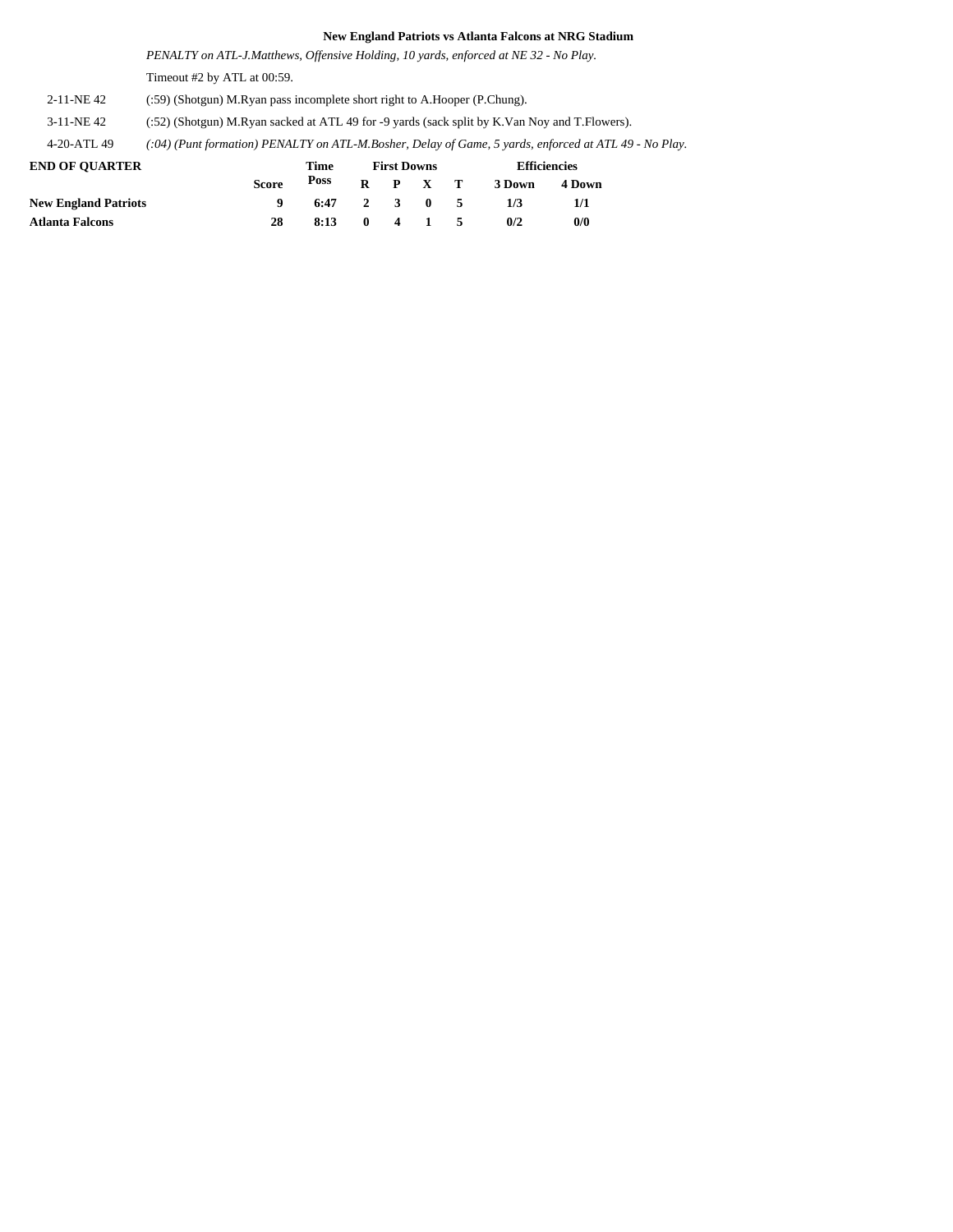**New England Patriots vs Atlanta Falcons at NRG Stadium**

| | |
|---|---|
| | *PENALTY on ATL-J.Matthews, Offensive Holding, 10 yards, enforced at NE 32 - No Play.* |
| | Timeout #2 by ATL at 00:59. |
| 2-11-NE 42 | (:59) (Shotgun) M.Ryan pass incomplete short right to A.Hooper (P.Chung). |
| 3-11-NE 42 | (:52) (Shotgun) M.Ryan sacked at ATL 49 for -9 yards (sack split by K.Van Noy and T.Flowers). |
| 4-20-ATL 49 | *(:04) (Punt formation) PENALTY on ATL-M.Bosher, Delay of Game, 5 yards, enforced at ATL 49 - No Play.* |

| **END OF QUARTER** | | **Time** | **First Downs** | | | | **Efficiencies** | |
|---|---|---|---|---|---|---|---|---|
| | **Score** | **Poss** | **R** | **P** | **X** | **T** | **3 Down** | **4 Down** |
| **New England Patriots** | **9** | **6:47** | **2** | **3** | **0** | **5** | **1/3** | **1/1** |
| **Atlanta Falcons** | **28** | **8:13** | **0** | **4** | **1** | **5** | **0/2** | **0/0** |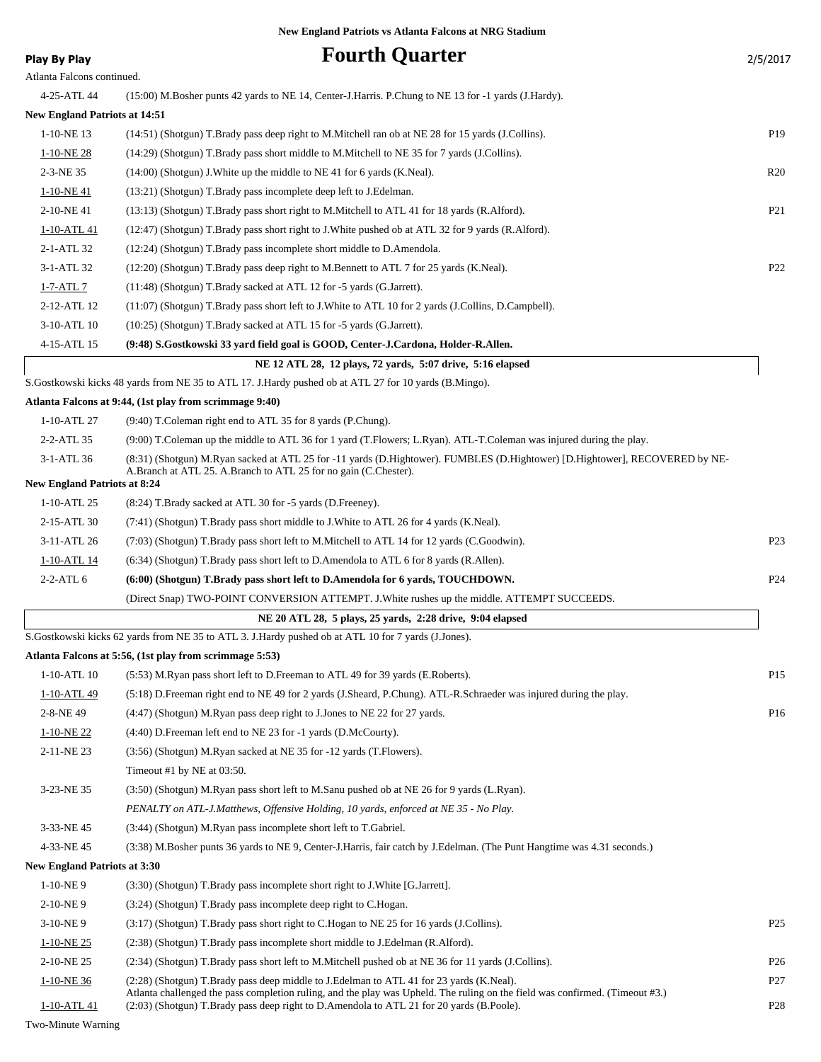**New England Patriots vs Atlanta Falcons at NRG Stadium**

**Play By Play**

# Fourth Quarter

2/5/2017

Atlanta Falcons continued.

| Down | Play | |
|---|---|---|
| 4-25-ATL 44 | (15:00) M.Bosher punts 42 yards to NE 14, Center-J.Harris. P.Chung to NE 13 for -1 yards (J.Hardy). | |

**New England Patriots at 14:51**

| Down | Play | |
|---|---|---|
| 1-10-NE 13 | (14:51) (Shotgun) T.Brady pass deep right to M.Mitchell ran ob at NE 28 for 15 yards (J.Collins). | P19 |
| 1-10-NE 28 | (14:29) (Shotgun) T.Brady pass short middle to M.Mitchell to NE 35 for 7 yards (J.Collins). | |
| 2-3-NE 35 | (14:00) (Shotgun) J.White up the middle to NE 41 for 6 yards (K.Neal). | R20 |
| 1-10-NE 41 | (13:21) (Shotgun) T.Brady pass incomplete deep left to J.Edelman. | |
| 2-10-NE 41 | (13:13) (Shotgun) T.Brady pass short right to M.Mitchell to ATL 41 for 18 yards (R.Alford). | P21 |
| 1-10-ATL 41 | (12:47) (Shotgun) T.Brady pass short right to J.White pushed ob at ATL 32 for 9 yards (R.Alford). | |
| 2-1-ATL 32 | (12:24) (Shotgun) T.Brady pass incomplete short middle to D.Amendola. | |
| 3-1-ATL 32 | (12:20) (Shotgun) T.Brady pass deep right to M.Bennett to ATL 7 for 25 yards (K.Neal). | P22 |
| 1-7-ATL 7 | (11:48) (Shotgun) T.Brady sacked at ATL 12 for -5 yards (G.Jarrett). | |
| 2-12-ATL 12 | (11:07) (Shotgun) T.Brady pass short left to J.White to ATL 10 for 2 yards (J.Collins, D.Campbell). | |
| 3-10-ATL 10 | (10:25) (Shotgun) T.Brady sacked at ATL 15 for -5 yards (G.Jarrett). | |
| 4-15-ATL 15 | **(9:48) S.Gostkowski 33 yard field goal is GOOD, Center-J.Cardona, Holder-R.Allen.** | |

**NE 12 ATL 28, 12 plays, 72 yards, 5:07 drive, 5:16 elapsed**

S.Gostkowski kicks 48 yards from NE 35 to ATL 17. J.Hardy pushed ob at ATL 27 for 10 yards (B.Mingo).

**Atlanta Falcons at 9:44, (1st play from scrimmage 9:40)**

| Down | Play | |
|---|---|---|
| 1-10-ATL 27 | (9:40) T.Coleman right end to ATL 35 for 8 yards (P.Chung). | |
| 2-2-ATL 35 | (9:00) T.Coleman up the middle to ATL 36 for 1 yard (T.Flowers; L.Ryan). ATL-T.Coleman was injured during the play. | |
| 3-1-ATL 36 | (8:31) (Shotgun) M.Ryan sacked at ATL 25 for -11 yards (D.Hightower). FUMBLES (D.Hightower) [D.Hightower], RECOVERED by NE-A.Branch at ATL 25. A.Branch to ATL 25 for no gain (C.Chester). | |

**New England Patriots at 8:24**

| Down | Play | |
|---|---|---|
| 1-10-ATL 25 | (8:24) T.Brady sacked at ATL 30 for -5 yards (D.Freeney). | |
| 2-15-ATL 30 | (7:41) (Shotgun) T.Brady pass short middle to J.White to ATL 26 for 4 yards (K.Neal). | |
| 3-11-ATL 26 | (7:03) (Shotgun) T.Brady pass short left to M.Mitchell to ATL 14 for 12 yards (C.Goodwin). | P23 |
| 1-10-ATL 14 | (6:34) (Shotgun) T.Brady pass short left to D.Amendola to ATL 6 for 8 yards (R.Allen). | |
| 2-2-ATL 6 | **(6:00) (Shotgun) T.Brady pass short left to D.Amendola for 6 yards, TOUCHDOWN.** | P24 |
| | (Direct Snap) TWO-POINT CONVERSION ATTEMPT. J.White rushes up the middle. ATTEMPT SUCCEEDS. | |

**NE 20 ATL 28, 5 plays, 25 yards, 2:28 drive, 9:04 elapsed**

S.Gostkowski kicks 62 yards from NE 35 to ATL 3. J.Hardy pushed ob at ATL 10 for 7 yards (J.Jones).

**Atlanta Falcons at 5:56, (1st play from scrimmage 5:53)**

| Down | Play | |
|---|---|---|
| 1-10-ATL 10 | (5:53) M.Ryan pass short left to D.Freeman to ATL 49 for 39 yards (E.Roberts). | P15 |
| 1-10-ATL 49 | (5:18) D.Freeman right end to NE 49 for 2 yards (J.Sheard, P.Chung). ATL-R.Schraeder was injured during the play. | |
| 2-8-NE 49 | (4:47) (Shotgun) M.Ryan pass deep right to J.Jones to NE 22 for 27 yards. | P16 |
| 1-10-NE 22 | (4:40) D.Freeman left end to NE 23 for -1 yards (D.McCourty). | |
| 2-11-NE 23 | (3:56) (Shotgun) M.Ryan sacked at NE 35 for -12 yards (T.Flowers). | |
| | Timeout #1 by NE at 03:50. | |
| 3-23-NE 35 | (3:50) (Shotgun) M.Ryan pass short left to M.Sanu pushed ob at NE 26 for 9 yards (L.Ryan). | |
| | *PENALTY on ATL-J.Matthews, Offensive Holding, 10 yards, enforced at NE 35 - No Play.* | |
| 3-33-NE 45 | (3:44) (Shotgun) M.Ryan pass incomplete short left to T.Gabriel. | |
| 4-33-NE 45 | (3:38) M.Bosher punts 36 yards to NE 9, Center-J.Harris, fair catch by J.Edelman. (The Punt Hangtime was 4.31 seconds.) | |

**New England Patriots at 3:30**

| Down | Play | |
|---|---|---|
| 1-10-NE 9 | (3:30) (Shotgun) T.Brady pass incomplete short right to J.White [G.Jarrett]. | |
| 2-10-NE 9 | (3:24) (Shotgun) T.Brady pass incomplete deep right to C.Hogan. | |
| 3-10-NE 9 | (3:17) (Shotgun) T.Brady pass short right to C.Hogan to NE 25 for 16 yards (J.Collins). | P25 |
| 1-10-NE 25 | (2:38) (Shotgun) T.Brady pass incomplete short middle to J.Edelman (R.Alford). | |
| 2-10-NE 25 | (2:34) (Shotgun) T.Brady pass short left to M.Mitchell pushed ob at NE 36 for 11 yards (J.Collins). | P26 |
| 1-10-NE 36 | (2:28) (Shotgun) T.Brady pass deep middle to J.Edelman to ATL 41 for 23 yards (K.Neal). Atlanta challenged the pass completion ruling, and the play was Upheld. The ruling on the field was confirmed. (Timeout #3.) | P27 |
| 1-10-ATL 41 | (2:03) (Shotgun) T.Brady pass deep right to D.Amendola to ATL 21 for 20 yards (B.Poole). | P28 |

Two-Minute Warning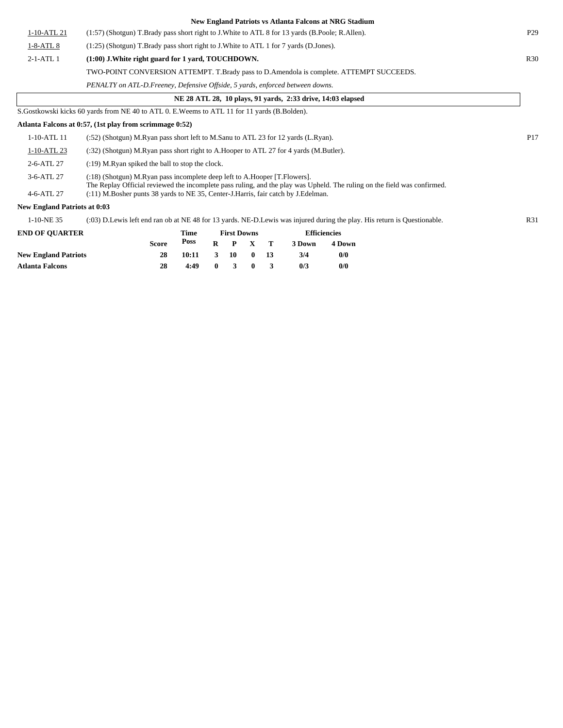**New England Patriots vs Atlanta Falcons at NRG Stadium**

| | | |
|---|---|---|
| 1-10-ATL 21 | (1:57) (Shotgun) T.Brady pass short right to J.White to ATL 8 for 13 yards (B.Poole; R.Allen). | P29 |
| 1-8-ATL 8 | (1:25) (Shotgun) T.Brady pass short right to J.White to ATL 1 for 7 yards (D.Jones). | |
| 2-1-ATL 1 | **(1:00) J.White right guard for 1 yard, TOUCHDOWN.** | R30 |
| | TWO-POINT CONVERSION ATTEMPT. T.Brady pass to D.Amendola is complete. ATTEMPT SUCCEEDS. | |
| | *PENALTY on ATL-D.Freeney, Defensive Offside, 5 yards, enforced between downs.* | |

**NE 28 ATL 28, 10 plays, 91 yards, 2:33 drive, 14:03 elapsed**

S.Gostkowski kicks 60 yards from NE 40 to ATL 0. E.Weems to ATL 11 for 11 yards (B.Bolden).

**Atlanta Falcons at 0:57, (1st play from scrimmage 0:52)**

| | | |
|---|---|---|
| 1-10-ATL 11 | (:52) (Shotgun) M.Ryan pass short left to M.Sanu to ATL 23 for 12 yards (L.Ryan). | P17 |
| 1-10-ATL 23 | (:32) (Shotgun) M.Ryan pass short right to A.Hooper to ATL 27 for 4 yards (M.Butler). | |
| 2-6-ATL 27 | (:19) M.Ryan spiked the ball to stop the clock. | |
| 3-6-ATL 27 | (:18) (Shotgun) M.Ryan pass incomplete deep left to A.Hooper [T.Flowers]. The Replay Official reviewed the incomplete pass ruling, and the play was Upheld. The ruling on the field was confirmed. | |
| 4-6-ATL 27 | (:11) M.Bosher punts 38 yards to NE 35, Center-J.Harris, fair catch by J.Edelman. | |

**New England Patriots at 0:03**

| | | |
|---|---|---|
| 1-10-NE 35 | (:03) D.Lewis left end ran ob at NE 48 for 13 yards. NE-D.Lewis was injured during the play. His return is Questionable. | R31 |

| END OF QUARTER | Score | Time Poss | First Downs R | P | X | T | Efficiencies 3 Down | 4 Down |
|---|---|---|---|---|---|---|---|---|
| **New England Patriots** | 28 | 10:11 | 3 | 10 | 0 | 13 | 3/4 | 0/0 |
| **Atlanta Falcons** | 28 | 4:49 | 0 | 3 | 0 | 3 | 0/3 | 0/0 |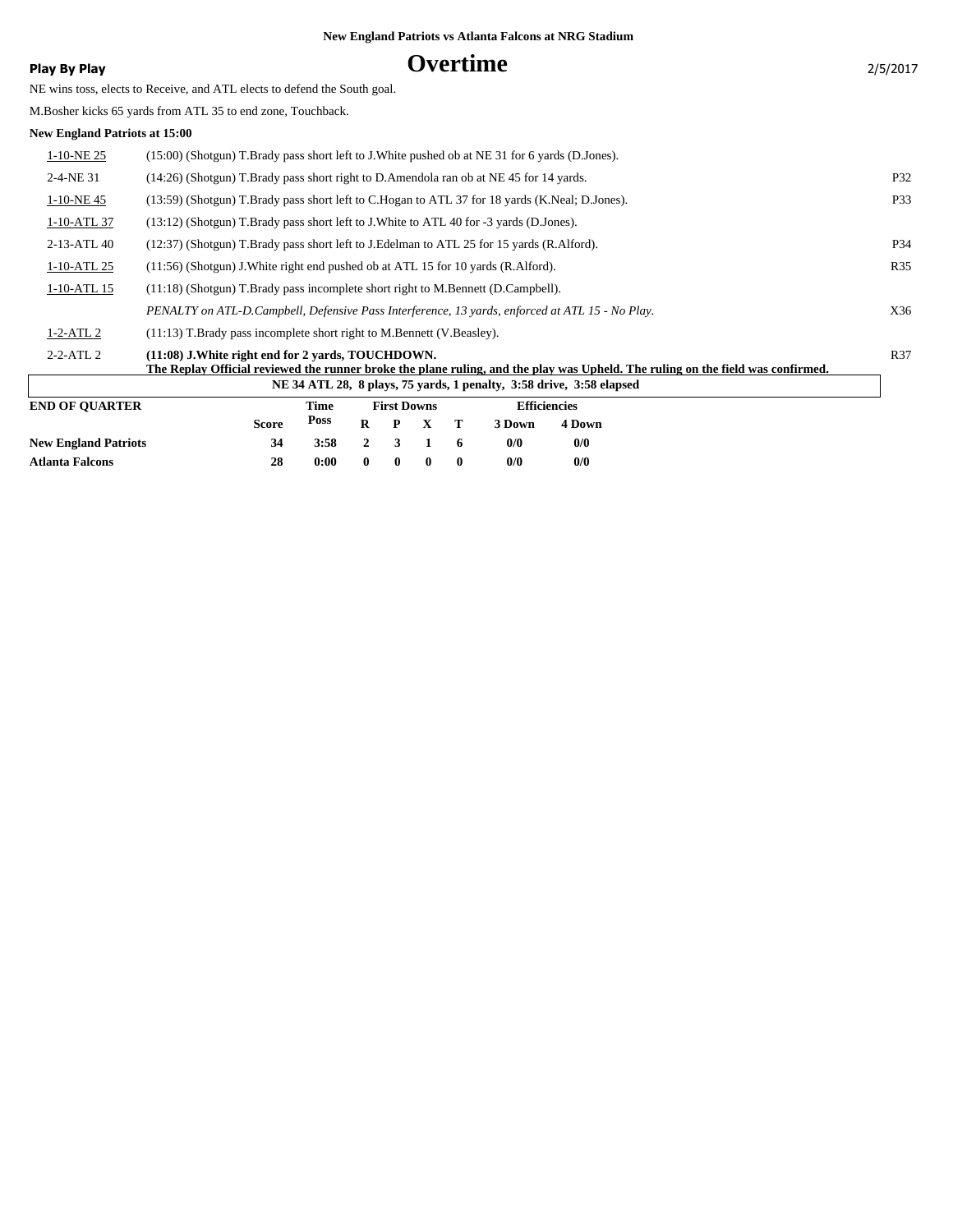New England Patriots vs Atlanta Falcons at NRG Stadium

**Play By Play**

# Overtime

2/5/2017

NE wins toss, elects to Receive, and ATL elects to defend the South goal.

M.Bosher kicks 65 yards from ATL 35 to end zone, Touchback.

**New England Patriots at 15:00**

| Down | Play | |
|---|---|---|
| 1-10-NE 25 | (15:00) (Shotgun) T.Brady pass short left to J.White pushed ob at NE 31 for 6 yards (D.Jones). | |
| 2-4-NE 31 | (14:26) (Shotgun) T.Brady pass short right to D.Amendola ran ob at NE 45 for 14 yards. | P32 |
| 1-10-NE 45 | (13:59) (Shotgun) T.Brady pass short left to C.Hogan to ATL 37 for 18 yards (K.Neal; D.Jones). | P33 |
| 1-10-ATL 37 | (13:12) (Shotgun) T.Brady pass short left to J.White to ATL 40 for -3 yards (D.Jones). | |
| 2-13-ATL 40 | (12:37) (Shotgun) T.Brady pass short left to J.Edelman to ATL 25 for 15 yards (R.Alford). | P34 |
| 1-10-ATL 25 | (11:56) (Shotgun) J.White right end pushed ob at ATL 15 for 10 yards (R.Alford). | R35 |
| 1-10-ATL 15 | (11:18) (Shotgun) T.Brady pass incomplete short right to M.Bennett (D.Campbell). | |
| | *PENALTY on ATL-D.Campbell, Defensive Pass Interference, 13 yards, enforced at ATL 15 - No Play.* | X36 |
| 1-2-ATL 2 | (11:13) T.Brady pass incomplete short right to M.Bennett (V.Beasley). | |
| 2-2-ATL 2 | **(11:08) J.White right end for 2 yards, TOUCHDOWN.** **The Replay Official reviewed the runner broke the plane ruling, and the play was Upheld. The ruling on the field was confirmed.** | R37 |

**NE 34 ATL 28, 8 plays, 75 yards, 1 penalty, 3:58 drive, 3:58 elapsed**

| END OF QUARTER | Score | Time Poss | First Downs R | P | X | T | Efficiencies 3 Down | 4 Down |
|---|---|---|---|---|---|---|---|---|
| **New England Patriots** | 34 | 3:58 | 2 | 3 | 1 | 6 | 0/0 | 0/0 |
| **Atlanta Falcons** | 28 | 0:00 | 0 | 0 | 0 | 0 | 0/0 | 0/0 |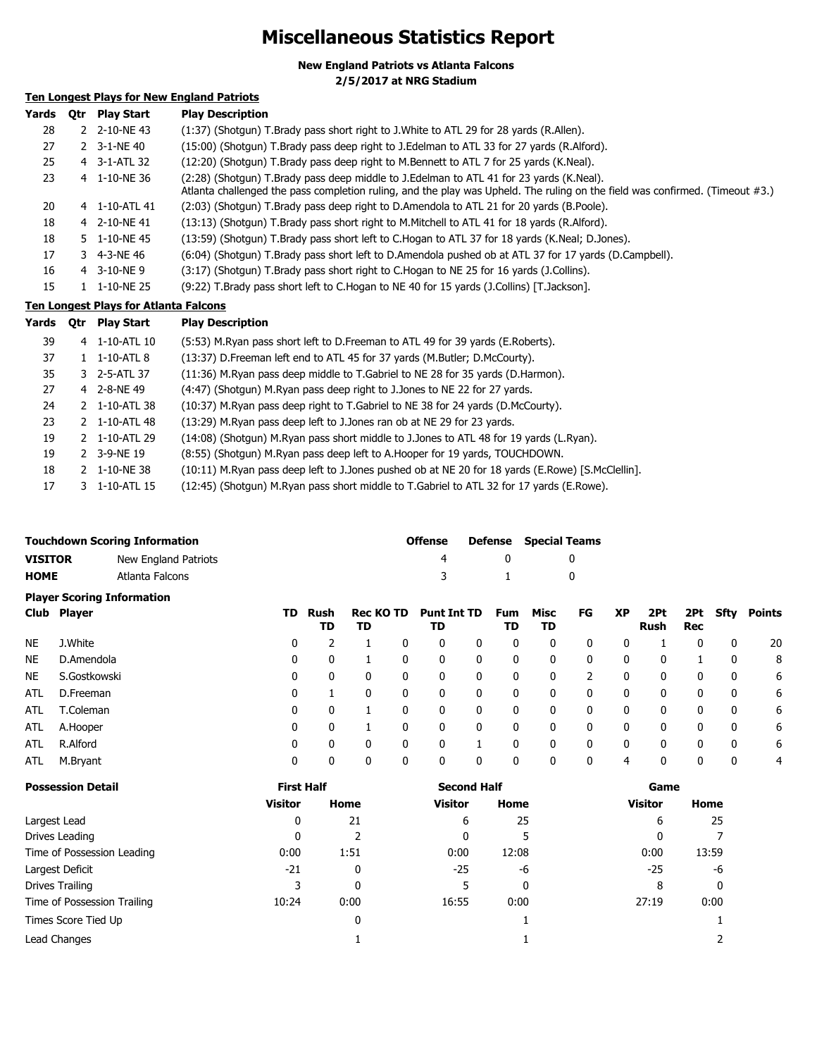# Miscellaneous Statistics Report

**New England Patriots vs Atlanta Falcons**
**2/5/2017 at NRG Stadium**

**Ten Longest Plays for New England Patriots**

| Yards | Qtr | Play Start | Play Description |
|---|---|---|---|
| 28 | 2 | 2-10-NE 43 | (1:37) (Shotgun) T.Brady pass short right to J.White to ATL 29 for 28 yards (R.Allen). |
| 27 | 2 | 3-1-NE 40 | (15:00) (Shotgun) T.Brady pass deep right to J.Edelman to ATL 33 for 27 yards (R.Alford). |
| 25 | 4 | 3-1-ATL 32 | (12:20) (Shotgun) T.Brady pass deep right to M.Bennett to ATL 7 for 25 yards (K.Neal). |
| 23 | 4 | 1-10-NE 36 | (2:28) (Shotgun) T.Brady pass deep middle to J.Edelman to ATL 41 for 23 yards (K.Neal). Atlanta challenged the pass completion ruling, and the play was Upheld. The ruling on the field was confirmed. (Timeout #3.) |
| 20 | 4 | 1-10-ATL 41 | (2:03) (Shotgun) T.Brady pass deep right to D.Amendola to ATL 21 for 20 yards (B.Poole). |
| 18 | 4 | 2-10-NE 41 | (13:13) (Shotgun) T.Brady pass short right to M.Mitchell to ATL 41 for 18 yards (R.Alford). |
| 18 | 5 | 1-10-NE 45 | (13:59) (Shotgun) T.Brady pass short left to C.Hogan to ATL 37 for 18 yards (K.Neal; D.Jones). |
| 17 | 3 | 4-3-NE 46 | (6:04) (Shotgun) T.Brady pass short left to D.Amendola pushed ob at ATL 37 for 17 yards (D.Campbell). |
| 16 | 4 | 3-10-NE 9 | (3:17) (Shotgun) T.Brady pass short right to C.Hogan to NE 25 for 16 yards (J.Collins). |
| 15 | 1 | 1-10-NE 25 | (9:22) T.Brady pass short left to C.Hogan to NE 40 for 15 yards (J.Collins) [T.Jackson]. |

**Ten Longest Plays for Atlanta Falcons**

| Yards | Qtr | Play Start | Play Description |
|---|---|---|---|
| 39 | 4 | 1-10-ATL 10 | (5:53) M.Ryan pass short left to D.Freeman to ATL 49 for 39 yards (E.Roberts). |
| 37 | 1 | 1-10-ATL 8 | (13:37) D.Freeman left end to ATL 45 for 37 yards (M.Butler; D.McCourty). |
| 35 | 3 | 2-5-ATL 37 | (11:36) M.Ryan pass deep middle to T.Gabriel to NE 28 for 35 yards (D.Harmon). |
| 27 | 4 | 2-8-NE 49 | (4:47) (Shotgun) M.Ryan pass deep right to J.Jones to NE 22 for 27 yards. |
| 24 | 2 | 1-10-ATL 38 | (10:37) M.Ryan pass deep right to T.Gabriel to NE 38 for 24 yards (D.McCourty). |
| 23 | 2 | 1-10-ATL 48 | (13:29) M.Ryan pass deep left to J.Jones ran ob at NE 29 for 23 yards. |
| 19 | 2 | 1-10-ATL 29 | (14:08) (Shotgun) M.Ryan pass short middle to J.Jones to ATL 48 for 19 yards (L.Ryan). |
| 19 | 2 | 3-9-NE 19 | (8:55) (Shotgun) M.Ryan pass deep left to A.Hooper for 19 yards, TOUCHDOWN. |
| 18 | 2 | 1-10-NE 38 | (10:11) M.Ryan pass deep left to J.Jones pushed ob at NE 20 for 18 yards (E.Rowe) [S.McClellin]. |
| 17 | 3 | 1-10-ATL 15 | (12:45) (Shotgun) M.Ryan pass short middle to T.Gabriel to ATL 32 for 17 yards (E.Rowe). |

| Touchdown Scoring Information | | Offense | Defense | Special Teams |
|---|---|---|---|---|
| **VISITOR** | New England Patriots | 4 | 0 | 0 |
| **HOME** | Atlanta Falcons | 3 | 1 | 0 |

**Player Scoring Information**

| Club | Player | TD | Rush TD | Rec TD | KO TD | Punt TD | Int TD | Fum TD | Misc TD | FG | XP | 2Pt Rush | 2Pt Rec | Sfty | Points |
|---|---|---|---|---|---|---|---|---|---|---|---|---|---|---|---|
| NE | J.White | 0 | 2 | 1 | 0 | 0 | 0 | 0 | 0 | 0 | 0 | 1 | 0 | 0 | 20 |
| NE | D.Amendola | 0 | 0 | 1 | 0 | 0 | 0 | 0 | 0 | 0 | 0 | 0 | 1 | 0 | 8 |
| NE | S.Gostkowski | 0 | 0 | 0 | 0 | 0 | 0 | 0 | 0 | 2 | 0 | 0 | 0 | 0 | 6 |
| ATL | D.Freeman | 0 | 1 | 0 | 0 | 0 | 0 | 0 | 0 | 0 | 0 | 0 | 0 | 0 | 6 |
| ATL | T.Coleman | 0 | 0 | 1 | 0 | 0 | 0 | 0 | 0 | 0 | 0 | 0 | 0 | 0 | 6 |
| ATL | A.Hooper | 0 | 0 | 1 | 0 | 0 | 0 | 0 | 0 | 0 | 0 | 0 | 0 | 0 | 6 |
| ATL | R.Alford | 0 | 0 | 0 | 0 | 0 | 1 | 0 | 0 | 0 | 0 | 0 | 0 | 0 | 6 |
| ATL | M.Bryant | 0 | 0 | 0 | 0 | 0 | 0 | 0 | 0 | 0 | 4 | 0 | 0 | 0 | 4 |

| Possession Detail | First Half | | Second Half | | Game | |
|---|---|---|---|---|---|---|
| | Visitor | Home | Visitor | Home | Visitor | Home |
| Largest Lead | 0 | 21 | 6 | 25 | 6 | 25 |
| Drives Leading | 0 | 2 | 0 | 5 | 0 | 7 |
| Time of Possession Leading | 0:00 | 1:51 | 0:00 | 12:08 | 0:00 | 13:59 |
| Largest Deficit | -21 | 0 | -25 | -6 | -25 | -6 |
| Drives Trailing | 3 | 0 | 5 | 0 | 8 | 0 |
| Time of Possession Trailing | 10:24 | 0:00 | 16:55 | 0:00 | 27:19 | 0:00 |
| Times Score Tied Up | | 0 | | 1 | | 1 |
| Lead Changes | | 1 | | 1 | | 2 |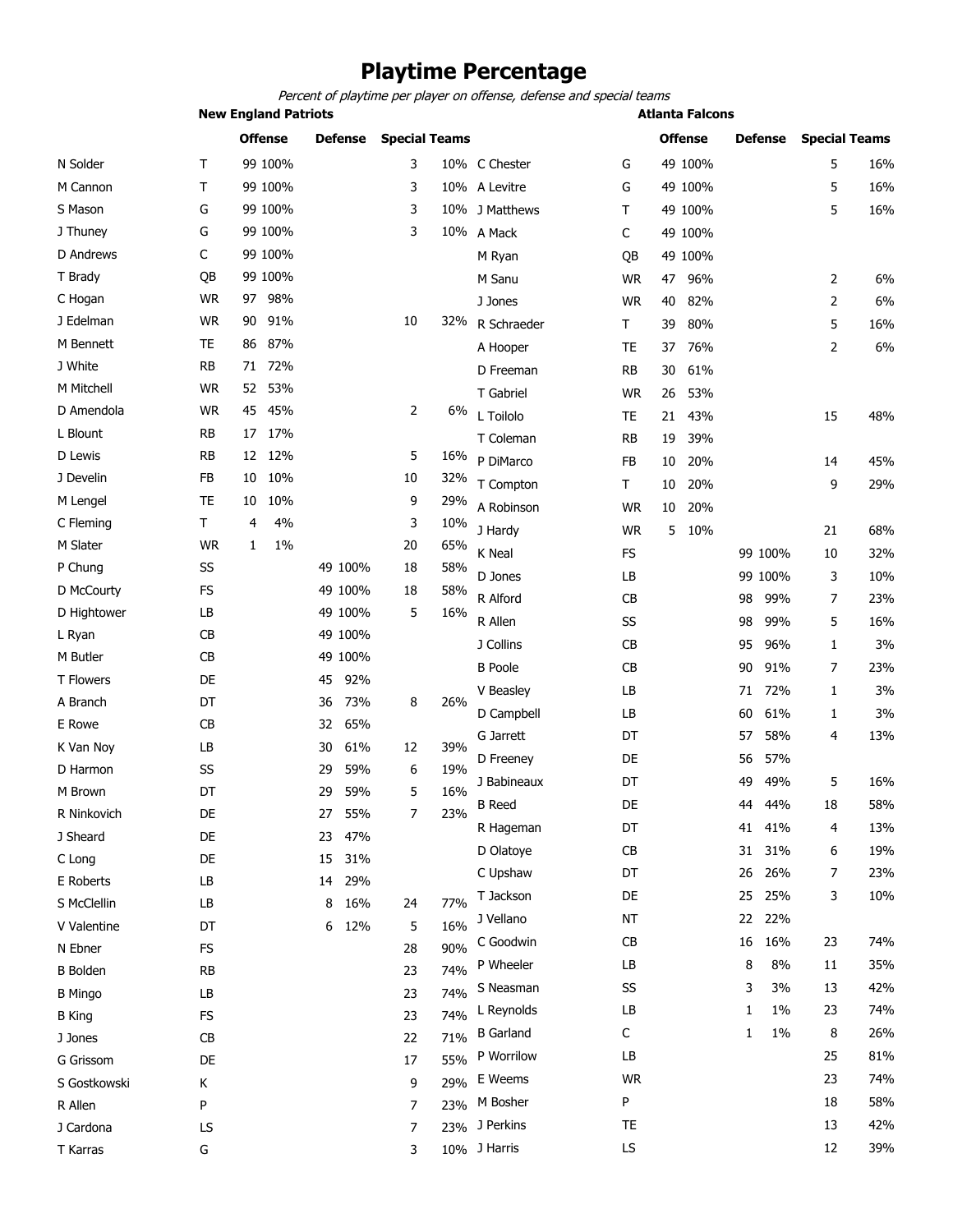# Playtime Percentage

*Percent of playtime per player on offense, defense and special teams*

### New England Patriots

| Player | Pos | Offense | | Defense | | Special Teams | |
|---|---|---|---|---|---|---|---|
| N Solder | T | 99 | 100% | | | 3 | 10% |
| M Cannon | T | 99 | 100% | | | 3 | 10% |
| S Mason | G | 99 | 100% | | | 3 | 10% |
| J Thuney | G | 99 | 100% | | | 3 | 10% |
| D Andrews | C | 99 | 100% | | | | |
| T Brady | QB | 99 | 100% | | | | |
| C Hogan | WR | 97 | 98% | | | | |
| J Edelman | WR | 90 | 91% | | | 10 | 32% |
| M Bennett | TE | 86 | 87% | | | | |
| J White | RB | 71 | 72% | | | | |
| M Mitchell | WR | 52 | 53% | | | | |
| D Amendola | WR | 45 | 45% | | | 2 | 6% |
| L Blount | RB | 17 | 17% | | | | |
| D Lewis | RB | 12 | 12% | | | 5 | 16% |
| J Develin | FB | 10 | 10% | | | 10 | 32% |
| M Lengel | TE | 10 | 10% | | | 9 | 29% |
| C Fleming | T | 4 | 4% | | | 3 | 10% |
| M Slater | WR | 1 | 1% | | | 20 | 65% |
| P Chung | SS | | | 49 | 100% | 18 | 58% |
| D McCourty | FS | | | 49 | 100% | 18 | 58% |
| D Hightower | LB | | | 49 | 100% | 5 | 16% |
| L Ryan | CB | | | 49 | 100% | | |
| M Butler | CB | | | 49 | 100% | | |
| T Flowers | DE | | | 45 | 92% | | |
| A Branch | DT | | | 36 | 73% | 8 | 26% |
| E Rowe | CB | | | 32 | 65% | | |
| K Van Noy | LB | | | 30 | 61% | 12 | 39% |
| D Harmon | SS | | | 29 | 59% | 6 | 19% |
| M Brown | DT | | | 29 | 59% | 5 | 16% |
| R Ninkovich | DE | | | 27 | 55% | 7 | 23% |
| J Sheard | DE | | | 23 | 47% | | |
| C Long | DE | | | 15 | 31% | | |
| E Roberts | LB | | | 14 | 29% | | |
| S McClellin | LB | | | 8 | 16% | 24 | 77% |
| V Valentine | DT | | | 6 | 12% | 5 | 16% |
| N Ebner | FS | | | | | 28 | 90% |
| B Bolden | RB | | | | | 23 | 74% |
| B Mingo | LB | | | | | 23 | 74% |
| B King | FS | | | | | 23 | 74% |
| J Jones | CB | | | | | 22 | 71% |
| G Grissom | DE | | | | | 17 | 55% |
| S Gostkowski | K | | | | | 9 | 29% |
| R Allen | P | | | | | 7 | 23% |
| J Cardona | LS | | | | | 7 | 23% |
| T Karras | G | | | | | 3 | 10% |

### Atlanta Falcons

| Player | Pos | Offense | | Defense | | Special Teams | |
|---|---|---|---|---|---|---|---|
| C Chester | G | 49 | 100% | | | 5 | 16% |
| A Levitre | G | 49 | 100% | | | 5 | 16% |
| J Matthews | T | 49 | 100% | | | 5 | 16% |
| A Mack | C | 49 | 100% | | | | |
| M Ryan | QB | 49 | 100% | | | | |
| M Sanu | WR | 47 | 96% | | | 2 | 6% |
| J Jones | WR | 40 | 82% | | | 2 | 6% |
| R Schraeder | T | 39 | 80% | | | 5 | 16% |
| A Hooper | TE | 37 | 76% | | | 2 | 6% |
| D Freeman | RB | 30 | 61% | | | | |
| T Gabriel | WR | 26 | 53% | | | | |
| L Toilolo | TE | 21 | 43% | | | 15 | 48% |
| T Coleman | RB | 19 | 39% | | | | |
| P DiMarco | FB | 10 | 20% | | | 14 | 45% |
| T Compton | T | 10 | 20% | | | 9 | 29% |
| A Robinson | WR | 10 | 20% | | | | |
| J Hardy | WR | 5 | 10% | | | 21 | 68% |
| K Neal | FS | | | 99 | 100% | 10 | 32% |
| D Jones | LB | | | 99 | 100% | 3 | 10% |
| R Alford | CB | | | 98 | 99% | 7 | 23% |
| R Allen | SS | | | 98 | 99% | 5 | 16% |
| J Collins | CB | | | 95 | 96% | 1 | 3% |
| B Poole | CB | | | 90 | 91% | 7 | 23% |
| V Beasley | LB | | | 71 | 72% | 1 | 3% |
| D Campbell | LB | | | 60 | 61% | 1 | 3% |
| G Jarrett | DT | | | 57 | 58% | 4 | 13% |
| D Freeney | DE | | | 56 | 57% | | |
| J Babineaux | DT | | | 49 | 49% | 5 | 16% |
| B Reed | DE | | | 44 | 44% | 18 | 58% |
| R Hageman | DT | | | 41 | 41% | 4 | 13% |
| D Olatoye | CB | | | 31 | 31% | 6 | 19% |
| C Upshaw | DT | | | 26 | 26% | 7 | 23% |
| T Jackson | DE | | | 25 | 25% | 3 | 10% |
| J Vellano | NT | | | 22 | 22% | | |
| C Goodwin | CB | | | 16 | 16% | 23 | 74% |
| P Wheeler | LB | | | 8 | 8% | 11 | 35% |
| S Neasman | SS | | | 3 | 3% | 13 | 42% |
| L Reynolds | LB | | | 1 | 1% | 23 | 74% |
| B Garland | C | | | 1 | 1% | 8 | 26% |
| P Worrilow | LB | | | | | 25 | 81% |
| E Weems | WR | | | | | 23 | 74% |
| M Bosher | P | | | | | 18 | 58% |
| J Perkins | TE | | | | | 13 | 42% |
| J Harris | LS | | | | | 12 | 39% |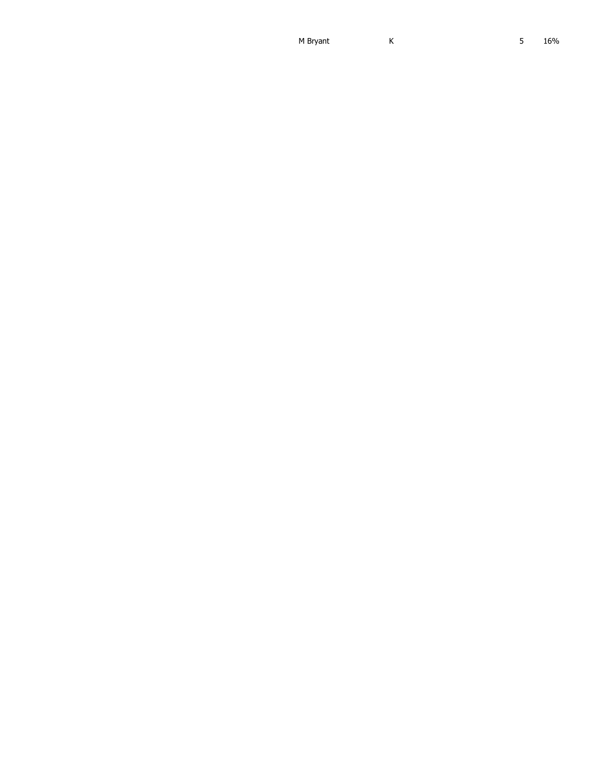| | | | |
|---|---|---|---|
| M Bryant | K | 5 | 16% |